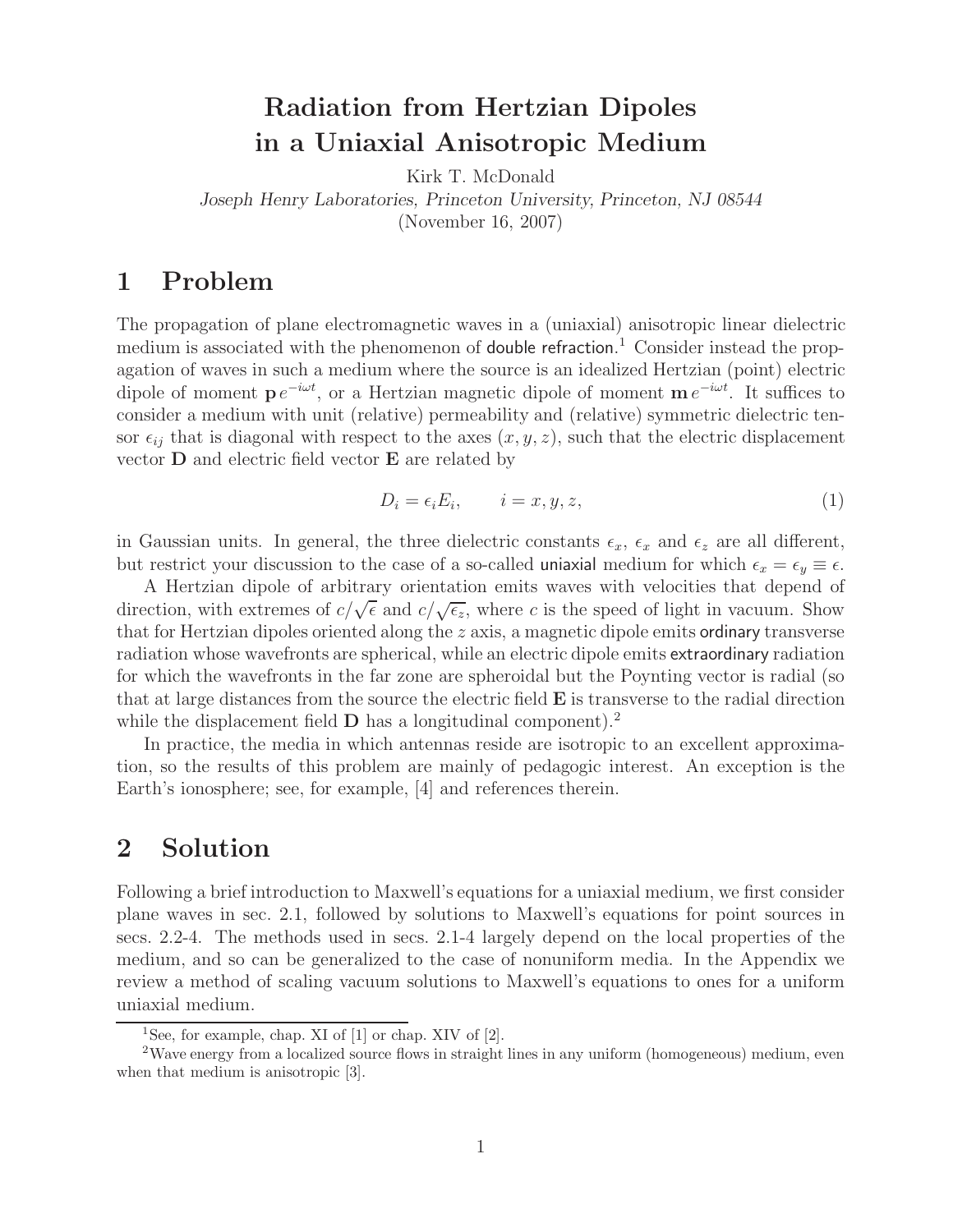# Radiation from Hertzian Dipoles in a Uniaxial Anisotropic Medium

Kirk T. McDonald

*Joseph Henry Laboratories, Princeton University, Princeton, NJ 08544*

(November 16, 2007)

## 1 Problem

The propagation of plane electromagnetic waves in a (uniaxial) anisotropic linear dielectric medium is associated with the phenomenon of double refraction.[1] Consider instead the propagation of waves in such a medium where the source is an idealized Hertzian (point) electric dipole of moment $\mathbf{p}\, e^{-i\omega t}$, or a Hertzian magnetic dipole of moment $\mathbf{m}\, e^{-i\omega t}$. It suffices to consider a medium with unit (relative) permeability and (relative) symmetric dielectric tensor $\epsilon_{ij}$ that is diagonal with respect to the axes $(x, y, z)$, such that the electric displacement vector $\mathbf{D}$ and electric field vector $\mathbf{E}$ are related by

$$D_i = \epsilon_i E_i, \qquad i = x, y, z, \tag{1}$$

in Gaussian units. In general, the three dielectric constants $\epsilon_x$, $\epsilon_x$ and $\epsilon_z$ are all different, but restrict your discussion to the case of a so-called uniaxial medium for which $\epsilon_x = \epsilon_y \equiv \epsilon$.

A Hertzian dipole of arbitrary orientation emits waves with velocities that depend of direction, with extremes of $c/\sqrt{\epsilon}$ and $c/\sqrt{\epsilon_z}$, where $c$ is the speed of light in vacuum. Show that for Hertzian dipoles oriented along the $z$ axis, a magnetic dipole emits ordinary transverse radiation whose wavefronts are spherical, while an electric dipole emits extraordinary radiation for which the wavefronts in the far zone are spheroidal but the Poynting vector is radial (so that at large distances from the source the electric field $\mathbf{E}$ is transverse to the radial direction while the displacement field $\mathbf{D}$ has a longitudinal component).[2]

In practice, the media in which antennas reside are isotropic to an excellent approximation, so the results of this problem are mainly of pedagogic interest. An exception is the Earth's ionosphere; see, for example, [4] and references therein.

## 2 Solution

Following a brief introduction to Maxwell's equations for a uniaxial medium, we first consider plane waves in sec. 2.1, followed by solutions to Maxwell's equations for point sources in secs. 2.2-4. The methods used in secs. 2.1-4 largely depend on the local properties of the medium, and so can be generalized to the case of nonuniform media. In the Appendix we review a method of scaling vacuum solutions to Maxwell's equations to ones for a uniform uniaxial medium.

[1] See, for example, chap. XI of [1] or chap. XIV of [2].

[2] Wave energy from a localized source flows in straight lines in any uniform (homogeneous) medium, even when that medium is anisotropic [3].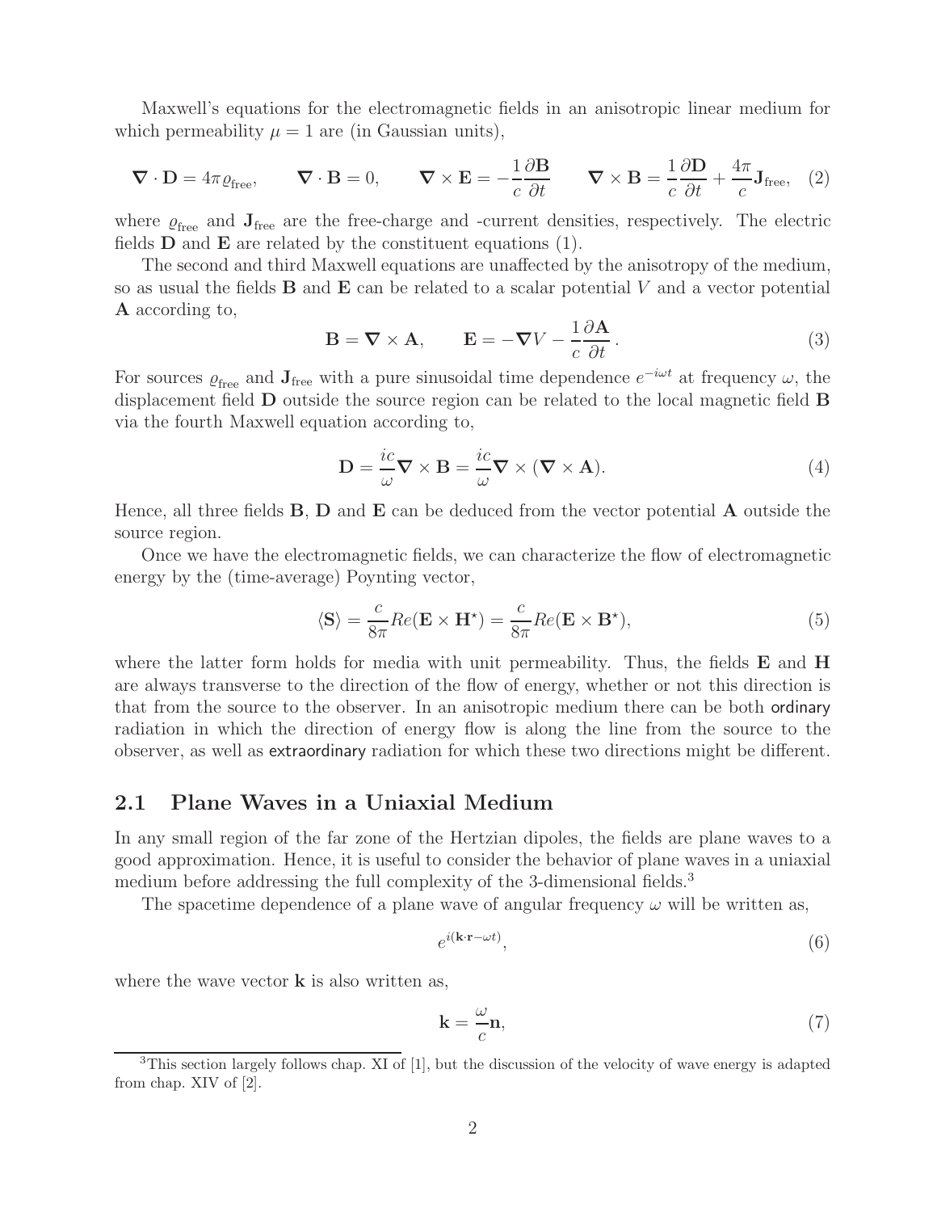Maxwell's equations for the electromagnetic fields in an anisotropic linear medium for which permeability $\mu = 1$ are (in Gaussian units),

$$\boldsymbol{\nabla} \cdot \mathbf{D} = 4\pi\varrho_{\rm free}, \qquad \boldsymbol{\nabla} \cdot \mathbf{B} = 0, \qquad \boldsymbol{\nabla} \times \mathbf{E} = -\frac{1}{c}\frac{\partial \mathbf{B}}{\partial t} \qquad \boldsymbol{\nabla} \times \mathbf{B} = \frac{1}{c}\frac{\partial \mathbf{D}}{\partial t} + \frac{4\pi}{c}\mathbf{J}_{\rm free}, \quad (2)$$

where $\varrho_{\rm free}$ and $\mathbf{J}_{\rm free}$ are the free-charge and -current densities, respectively. The electric fields $\mathbf{D}$ and $\mathbf{E}$ are related by the constituent equations (1).

The second and third Maxwell equations are unaffected by the anisotropy of the medium, so as usual the fields $\mathbf{B}$ and $\mathbf{E}$ can be related to a scalar potential $V$ and a vector potential $\mathbf{A}$ according to,

$$\mathbf{B} = \boldsymbol{\nabla} \times \mathbf{A}, \qquad \mathbf{E} = -\boldsymbol{\nabla} V - \frac{1}{c}\frac{\partial \mathbf{A}}{\partial t}\,. \quad (3)$$

For sources $\varrho_{\rm free}$ and $\mathbf{J}_{\rm free}$ with a pure sinusoidal time dependence $e^{-i\omega t}$ at frequency $\omega$, the displacement field $\mathbf{D}$ outside the source region can be related to the local magnetic field $\mathbf{B}$ via the fourth Maxwell equation according to,

$$\mathbf{D} = \frac{ic}{\omega}\boldsymbol{\nabla} \times \mathbf{B} = \frac{ic}{\omega}\boldsymbol{\nabla} \times (\boldsymbol{\nabla} \times \mathbf{A}). \quad (4)$$

Hence, all three fields $\mathbf{B}$, $\mathbf{D}$ and $\mathbf{E}$ can be deduced from the vector potential $\mathbf{A}$ outside the source region.

Once we have the electromagnetic fields, we can characterize the flow of electromagnetic energy by the (time-average) Poynting vector,

$$\langle \mathbf{S} \rangle = \frac{c}{8\pi} Re(\mathbf{E} \times \mathbf{H}^\star) = \frac{c}{8\pi} Re(\mathbf{E} \times \mathbf{B}^\star), \quad (5)$$

where the latter form holds for media with unit permeability. Thus, the fields $\mathbf{E}$ and $\mathbf{H}$ are always transverse to the direction of the flow of energy, whether or not this direction is that from the source to the observer. In an anisotropic medium there can be both ordinary radiation in which the direction of energy flow is along the line from the source to the observer, as well as extraordinary radiation for which these two directions might be different.

## 2.1 Plane Waves in a Uniaxial Medium

In any small region of the far zone of the Hertzian dipoles, the fields are plane waves to a good approximation. Hence, it is useful to consider the behavior of plane waves in a uniaxial medium before addressing the full complexity of the 3-dimensional fields.[3]

The spacetime dependence of a plane wave of angular frequency $\omega$ will be written as,

$$e^{i(\mathbf{k}\cdot\mathbf{r}-\omega t)}, \quad (6)$$

where the wave vector $\mathbf{k}$ is also written as,

$$\mathbf{k} = \frac{\omega}{c}\mathbf{n}, \quad (7)$$

[3]This section largely follows chap. XI of [1], but the discussion of the velocity of wave energy is adapted from chap. XIV of [2].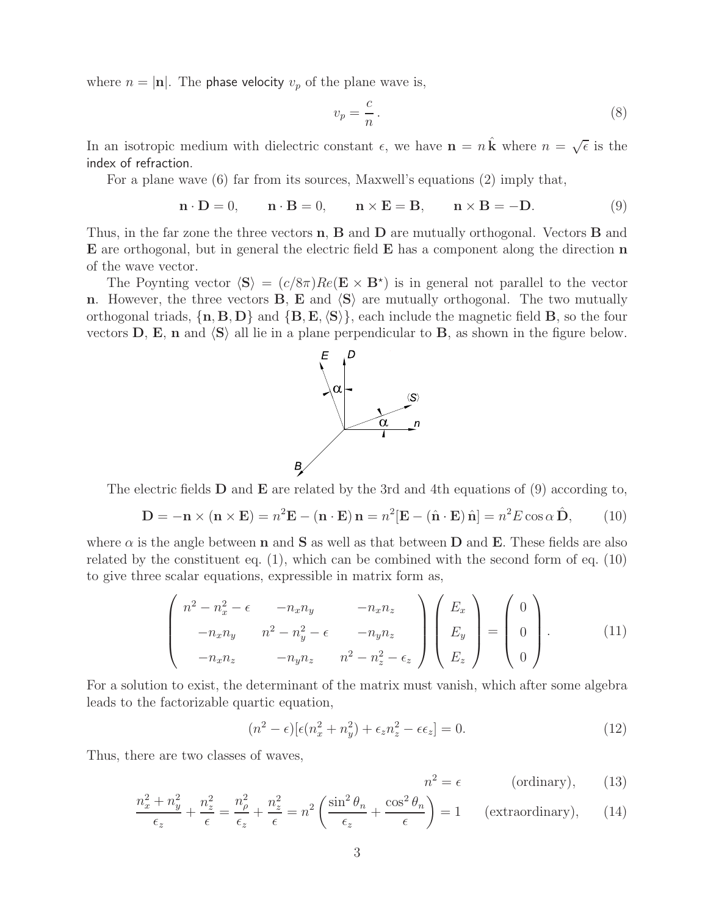where $n = |\mathbf{n}|$. The phase velocity $v_p$ of the plane wave is,

$$v_p = \frac{c}{n}. \tag{8}$$

In an isotropic medium with dielectric constant $\epsilon$, we have $\mathbf{n} = n\,\hat{\mathbf{k}}$ where $n = \sqrt{\epsilon}$ is the index of refraction.

For a plane wave (6) far from its sources, Maxwell's equations (2) imply that,

$$\mathbf{n} \cdot \mathbf{D} = 0, \qquad \mathbf{n} \cdot \mathbf{B} = 0, \qquad \mathbf{n} \times \mathbf{E} = \mathbf{B}, \qquad \mathbf{n} \times \mathbf{B} = -\mathbf{D}. \tag{9}$$

Thus, in the far zone the three vectors $\mathbf{n}$, $\mathbf{B}$ and $\mathbf{D}$ are mutually orthogonal. Vectors $\mathbf{B}$ and $\mathbf{E}$ are orthogonal, but in general the electric field $\mathbf{E}$ has a component along the direction $\mathbf{n}$ of the wave vector.

The Poynting vector $\langle \mathbf{S} \rangle = (c/8\pi) Re(\mathbf{E} \times \mathbf{B}^\star)$ is in general not parallel to the vector $\mathbf{n}$. However, the three vectors $\mathbf{B}$, $\mathbf{E}$ and $\langle \mathbf{S} \rangle$ are mutually orthogonal. The two mutually orthogonal triads, $\{\mathbf{n}, \mathbf{B}, \mathbf{D}\}$ and $\{\mathbf{B}, \mathbf{E}, \langle \mathbf{S} \rangle\}$, each include the magnetic field $\mathbf{B}$, so the four vectors $\mathbf{D}$, $\mathbf{E}$, $\mathbf{n}$ and $\langle \mathbf{S} \rangle$ all lie in a plane perpendicular to $\mathbf{B}$, as shown in the figure below.

The electric fields $\mathbf{D}$ and $\mathbf{E}$ are related by the 3rd and 4th equations of (9) according to,

$$\mathbf{D} = -\mathbf{n} \times (\mathbf{n} \times \mathbf{E}) = n^2 \mathbf{E} - (\mathbf{n} \cdot \mathbf{E})\,\mathbf{n} = n^2 [\mathbf{E} - (\hat{\mathbf{n}} \cdot \mathbf{E})\,\hat{\mathbf{n}}] = n^2 E \cos\alpha\, \hat{\mathbf{D}}, \tag{10}$$

where $\alpha$ is the angle between $\mathbf{n}$ and $\mathbf{S}$ as well as that between $\mathbf{D}$ and $\mathbf{E}$. These fields are also related by the constituent eq. (1), which can be combined with the second form of eq. (10) to give three scalar equations, expressible in matrix form as,

$$\begin{pmatrix} n^2 - n_x^2 - \epsilon & -n_x n_y & -n_x n_z \\ -n_x n_y & n^2 - n_y^2 - \epsilon & -n_y n_z \\ -n_x n_z & -n_y n_z & n^2 - n_z^2 - \epsilon_z \end{pmatrix} \begin{pmatrix} E_x \\ E_y \\ E_z \end{pmatrix} = \begin{pmatrix} 0 \\ 0 \\ 0 \end{pmatrix}. \tag{11}$$

For a solution to exist, the determinant of the matrix must vanish, which after some algebra leads to the factorizable quartic equation,

$$(n^2 - \epsilon)[\epsilon(n_x^2 + n_y^2) + \epsilon_z n_z^2 - \epsilon\epsilon_z] = 0. \tag{12}$$

Thus, there are two classes of waves,

$$n^2 = \epsilon \qquad \text{(ordinary)}, \tag{13}$$

$$\frac{n_x^2 + n_y^2}{\epsilon_z} + \frac{n_z^2}{\epsilon} = \frac{n_\rho^2}{\epsilon_z} + \frac{n_z^2}{\epsilon} = n^2 \left( \frac{\sin^2\theta_n}{\epsilon_z} + \frac{\cos^2\theta_n}{\epsilon} \right) = 1 \qquad \text{(extraordinary)}, \tag{14}$$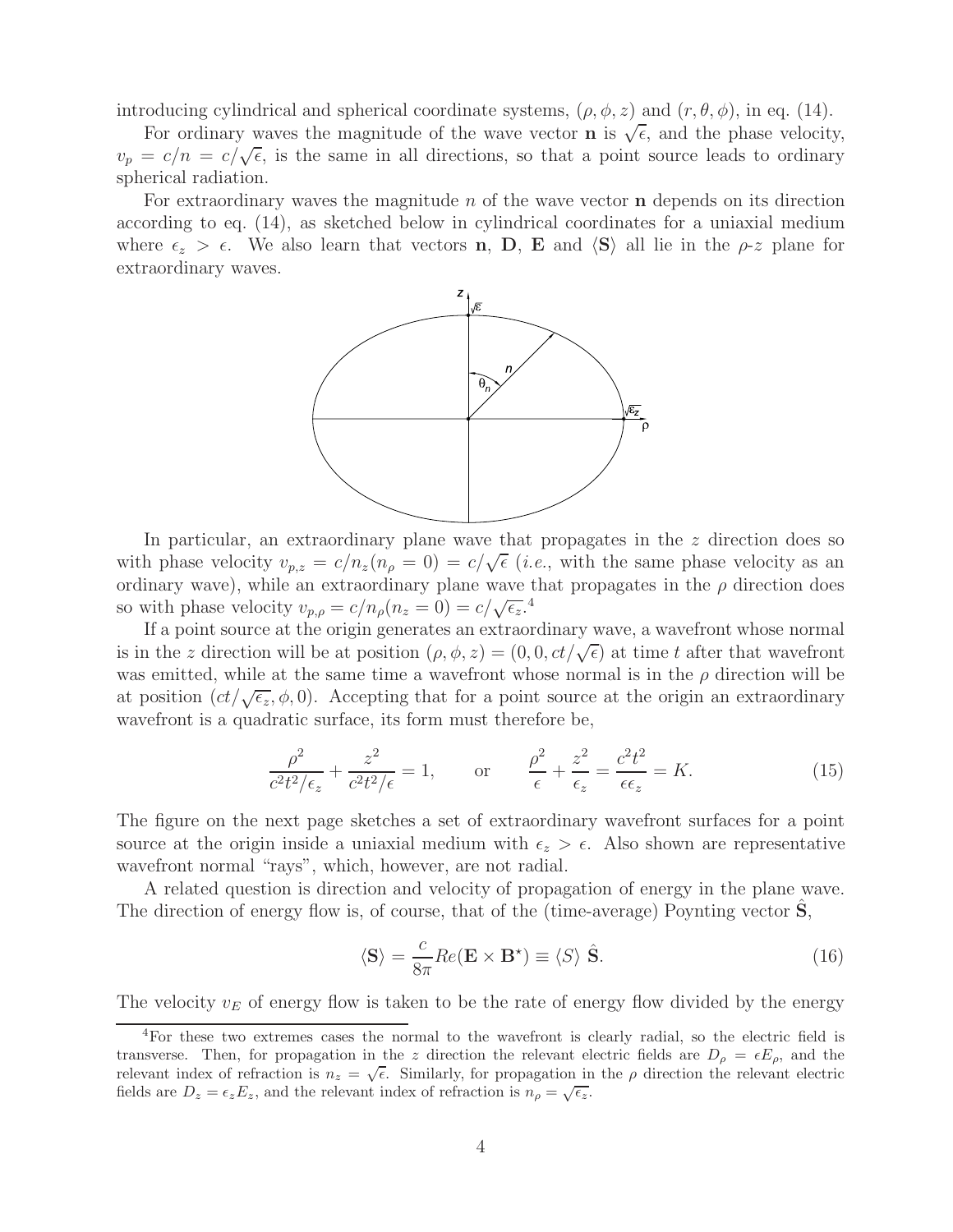introducing cylindrical and spherical coordinate systems, $(\rho, \phi, z)$ and $(r, \theta, \phi)$, in eq. (14).

For ordinary waves the magnitude of the wave vector $\mathbf{n}$ is $\sqrt{\epsilon}$, and the phase velocity, $v_p = c/n = c/\sqrt{\epsilon}$, is the same in all directions, so that a point source leads to ordinary spherical radiation.

For extraordinary waves the magnitude $n$ of the wave vector $\mathbf{n}$ depends on its direction according to eq. (14), as sketched below in cylindrical coordinates for a uniaxial medium where $\epsilon_z > \epsilon$. We also learn that vectors $\mathbf{n}$, $\mathbf{D}$, $\mathbf{E}$ and $\langle \mathbf{S} \rangle$ all lie in the $\rho$-$z$ plane for extraordinary waves.

In particular, an extraordinary plane wave that propagates in the $z$ direction does so with phase velocity $v_{p,z} = c/n_z(n_\rho = 0) = c/\sqrt{\epsilon}$ (*i.e.*, with the same phase velocity as an ordinary wave), while an extraordinary plane wave that propagates in the $\rho$ direction does so with phase velocity $v_{p,\rho} = c/n_\rho(n_z = 0) = c/\sqrt{\epsilon_z}$.[4]

If a point source at the origin generates an extraordinary wave, a wavefront whose normal is in the $z$ direction will be at position $(\rho, \phi, z) = (0, 0, ct/\sqrt{\epsilon})$ at time $t$ after that wavefront was emitted, while at the same time a wavefront whose normal is in the $\rho$ direction will be at position $(ct/\sqrt{\epsilon_z}, \phi, 0)$. Accepting that for a point source at the origin an extraordinary wavefront is a quadratic surface, its form must therefore be,

$$\frac{\rho^2}{c^2t^2/\epsilon_z} + \frac{z^2}{c^2t^2/\epsilon} = 1, \qquad \text{or} \qquad \frac{\rho^2}{\epsilon} + \frac{z^2}{\epsilon_z} = \frac{c^2t^2}{\epsilon\epsilon_z} = K. \tag{15}$$

The figure on the next page sketches a set of extraordinary wavefront surfaces for a point source at the origin inside a uniaxial medium with $\epsilon_z > \epsilon$. Also shown are representative wavefront normal "rays", which, however, are not radial.

A related question is direction and velocity of propagation of energy in the plane wave. The direction of energy flow is, of course, that of the (time-average) Poynting vector $\hat{\mathbf{S}}$,

$$\langle \mathbf{S} \rangle = \frac{c}{8\pi} Re(\mathbf{E} \times \mathbf{B}^\star) \equiv \langle S \rangle \, \hat{\mathbf{S}}. \tag{16}$$

The velocity $v_E$ of energy flow is taken to be the rate of energy flow divided by the energy

[4] For these two extremes cases the normal to the wavefront is clearly radial, so the electric field is transverse. Then, for propagation in the $z$ direction the relevant electric fields are $D_\rho = \epsilon E_\rho$, and the relevant index of refraction is $n_z = \sqrt{\epsilon}$. Similarly, for propagation in the $\rho$ direction the relevant electric fields are $D_z = \epsilon_z E_z$, and the relevant index of refraction is $n_\rho = \sqrt{\epsilon_z}$.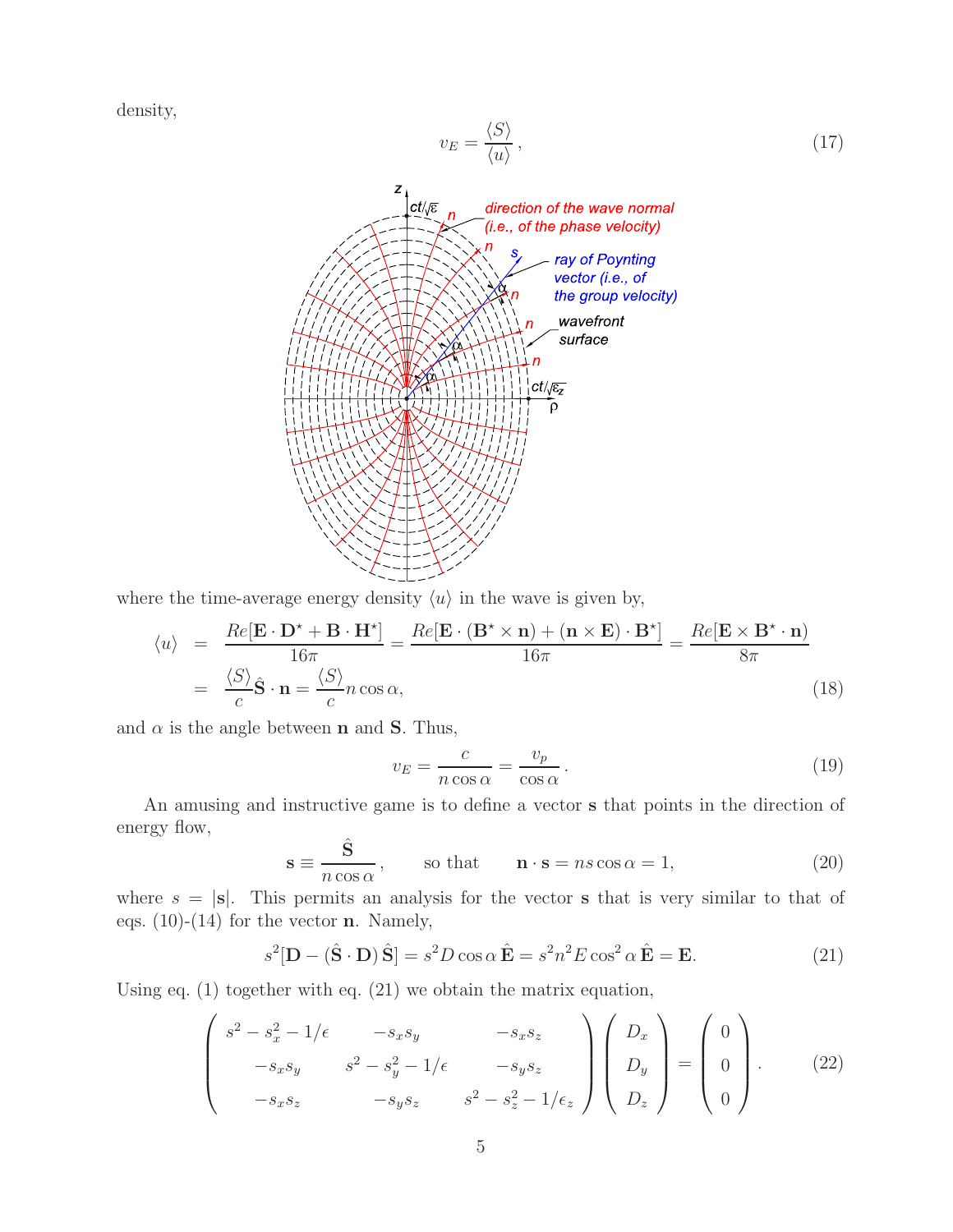density,

$$v_E = \frac{\langle S \rangle}{\langle u \rangle}, \tag{17}$$

where the time-average energy density $\langle u \rangle$ in the wave is given by,

$$\begin{aligned}
\langle u \rangle &= \frac{Re[\mathbf{E} \cdot \mathbf{D}^\star + \mathbf{B} \cdot \mathbf{H}^\star]}{16\pi} = \frac{Re[\mathbf{E} \cdot (\mathbf{B}^\star \times \mathbf{n}) + (\mathbf{n} \times \mathbf{E}) \cdot \mathbf{B}^\star]}{16\pi} = \frac{Re[\mathbf{E} \times \mathbf{B}^\star \cdot \mathbf{n})}{8\pi} \\
&= \frac{\langle S \rangle}{c} \hat{\mathbf{S}} \cdot \mathbf{n} = \frac{\langle S \rangle}{c} n \cos\alpha,
\end{aligned} \tag{18}$$

and $\alpha$ is the angle between $\mathbf{n}$ and $\mathbf{S}$. Thus,

$$v_E = \frac{c}{n \cos\alpha} = \frac{v_p}{\cos\alpha}. \tag{19}$$

An amusing and instructive game is to define a vector $\mathbf{s}$ that points in the direction of energy flow,

$$\mathbf{s} \equiv \frac{\hat{\mathbf{S}}}{n \cos\alpha}, \qquad \text{so that} \qquad \mathbf{n} \cdot \mathbf{s} = ns \cos\alpha = 1, \tag{20}$$

where $s = |\mathbf{s}|$. This permits an analysis for the vector $\mathbf{s}$ that is very similar to that of eqs. (10)-(14) for the vector $\mathbf{n}$. Namely,

$$s^2[\mathbf{D} - (\hat{\mathbf{S}} \cdot \mathbf{D})\, \hat{\mathbf{S}}] = s^2 D \cos\alpha\, \hat{\mathbf{E}} = s^2 n^2 E \cos^2\alpha\, \hat{\mathbf{E}} = \mathbf{E}. \tag{21}$$

Using eq. (1) together with eq. (21) we obtain the matrix equation,

$$\begin{pmatrix} s^2 - s_x^2 - 1/\epsilon & -s_x s_y & -s_x s_z \\ -s_x s_y & s^2 - s_y^2 - 1/\epsilon & -s_y s_z \\ -s_x s_z & -s_y s_z & s^2 - s_z^2 - 1/\epsilon_z \end{pmatrix} \begin{pmatrix} D_x \\ D_y \\ D_z \end{pmatrix} = \begin{pmatrix} 0 \\ 0 \\ 0 \end{pmatrix}. \tag{22}$$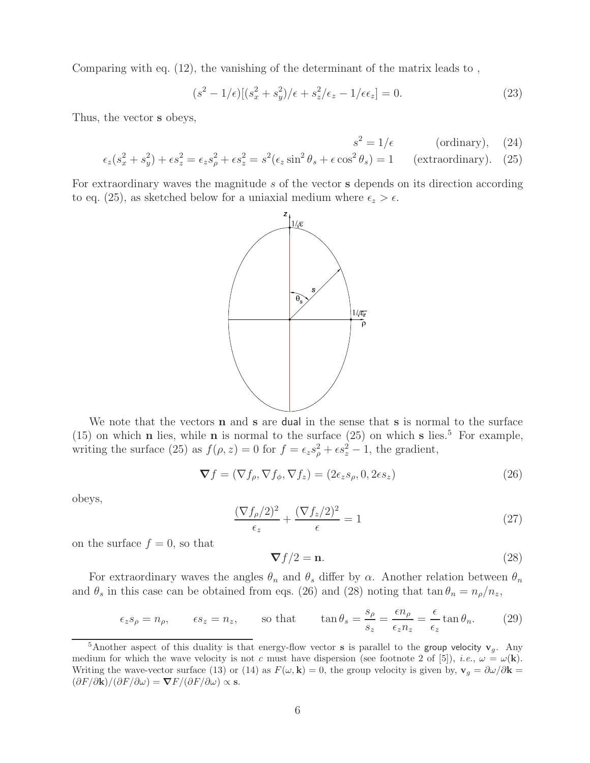Comparing with eq. (12), the vanishing of the determinant of the matrix leads to ,

$$(s^2 - 1/\epsilon)[(s_x^2 + s_y^2)/\epsilon + s_z^2/\epsilon_z - 1/\epsilon\epsilon_z] = 0. \tag{23}$$

Thus, the vector $\mathbf{s}$ obeys,

$$s^2 = 1/\epsilon \qquad \text{(ordinary)}, \tag{24}$$

$$\epsilon_z(s_x^2 + s_y^2) + \epsilon s_z^2 = \epsilon_z s_\rho^2 + \epsilon s_z^2 = s^2(\epsilon_z \sin^2\theta_s + \epsilon\cos^2\theta_s) = 1 \qquad \text{(extraordinary)}. \tag{25}$$

For extraordinary waves the magnitude $s$ of the vector $\mathbf{s}$ depends on its direction according to eq. (25), as sketched below for a uniaxial medium where $\epsilon_z > \epsilon$.

We note that the vectors $\mathbf{n}$ and $\mathbf{s}$ are dual in the sense that $\mathbf{s}$ is normal to the surface (15) on which $\mathbf{n}$ lies, while $\mathbf{n}$ is normal to the surface (25) on which $\mathbf{s}$ lies.[5] For example, writing the surface (25) as $f(\rho, z) = 0$ for $f = \epsilon_z s_\rho^2 + \epsilon s_z^2 - 1$, the gradient,

$$\boldsymbol{\nabla} f = (\nabla f_\rho, \nabla f_\phi, \nabla f_z) = (2\epsilon_z s_\rho, 0, 2\epsilon s_z) \tag{26}$$

obeys,

$$\frac{(\nabla f_\rho/2)^2}{\epsilon_z} + \frac{(\nabla f_z/2)^2}{\epsilon} = 1 \tag{27}$$

on the surface $f = 0$, so that

$$\boldsymbol{\nabla} f/2 = \mathbf{n}. \tag{28}$$

For extraordinary waves the angles $\theta_n$ and $\theta_s$ differ by $\alpha$. Another relation between $\theta_n$ and $\theta_s$ in this case can be obtained from eqs. (26) and (28) noting that $\tan\theta_n = n_\rho/n_z$,

$$\epsilon_z s_\rho = n_\rho, \qquad \epsilon s_z = n_z, \qquad \text{so that} \qquad \tan\theta_s = \frac{s_\rho}{s_z} = \frac{\epsilon n_\rho}{\epsilon_z n_z} = \frac{\epsilon}{\epsilon_z}\tan\theta_n. \tag{29}$$

---

[5] Another aspect of this duality is that energy-flow vector $\mathbf{s}$ is parallel to the group velocity $\mathbf{v}_g$. Any medium for which the wave velocity is not $c$ must have dispersion (see footnote 2 of [5]), *i.e.*, $\omega = \omega(\mathbf{k})$. Writing the wave-vector surface (13) or (14) as $F(\omega, \mathbf{k}) = 0$, the group velocity is given by, $\mathbf{v}_g = \partial\omega/\partial\mathbf{k} = (\partial F/\partial\mathbf{k})/(\partial F/\partial\omega) = \boldsymbol{\nabla} F/(\partial F/\partial\omega) \propto \mathbf{s}$.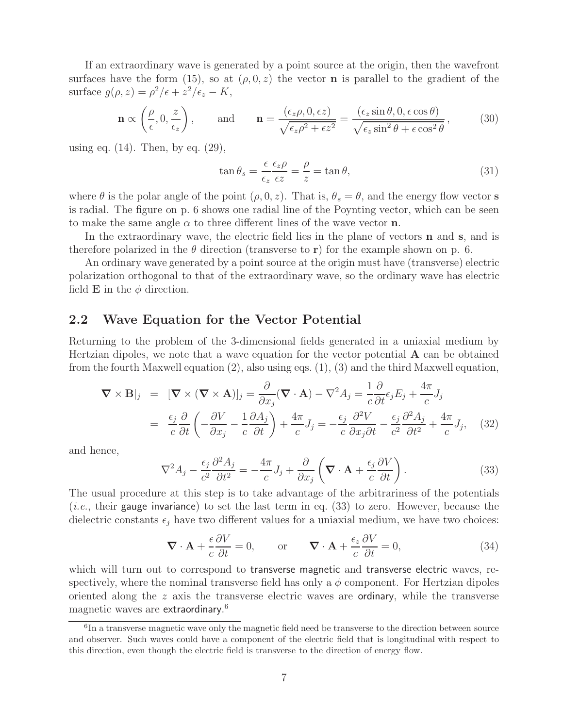If an extraordinary wave is generated by a point source at the origin, then the wavefront surfaces have the form (15), so at $(\rho, 0, z)$ the vector $\mathbf{n}$ is parallel to the gradient of the surface $g(\rho, z) = \rho^2/\epsilon + z^2/\epsilon_z - K$,

$$\mathbf{n} \propto \left(\frac{\rho}{\epsilon}, 0, \frac{z}{\epsilon_z}\right), \qquad \text{and} \qquad \mathbf{n} = \frac{(\epsilon_z \rho, 0, \epsilon z)}{\sqrt{\epsilon_z \rho^2 + \epsilon z^2}} = \frac{(\epsilon_z \sin\theta, 0, \epsilon \cos\theta)}{\sqrt{\epsilon_z \sin^2\theta + \epsilon \cos^2\theta}}, \tag{30}$$

using eq. (14). Then, by eq. (29),

$$\tan\theta_s = \frac{\epsilon}{\epsilon_z} \frac{\epsilon_z \rho}{\epsilon z} = \frac{\rho}{z} = \tan\theta, \tag{31}$$

where $\theta$ is the polar angle of the point $(\rho, 0, z)$. That is, $\theta_s = \theta$, and the energy flow vector $\mathbf{s}$ is radial. The figure on p. 6 shows one radial line of the Poynting vector, which can be seen to make the same angle $\alpha$ to three different lines of the wave vector $\mathbf{n}$.

In the extraordinary wave, the electric field lies in the plane of vectors $\mathbf{n}$ and $\mathbf{s}$, and is therefore polarized in the $\theta$ direction (transverse to $\mathbf{r}$) for the example shown on p. 6.

An ordinary wave generated by a point source at the origin must have (transverse) electric polarization orthogonal to that of the extraordinary wave, so the ordinary wave has electric field $\mathbf{E}$ in the $\phi$ direction.

## 2.2 Wave Equation for the Vector Potential

Returning to the problem of the 3-dimensional fields generated in a uniaxial medium by Hertzian dipoles, we note that a wave equation for the vector potential $\mathbf{A}$ can be obtained from the fourth Maxwell equation (2), also using eqs. (1), (3) and the third Maxwell equation,

$$\begin{aligned}
\nabla \times \mathbf{B}|_j &= [\nabla \times (\nabla \times \mathbf{A})]_j = \frac{\partial}{\partial x_j}(\nabla \cdot \mathbf{A}) - \nabla^2 A_j = \frac{1}{c}\frac{\partial}{\partial t}\epsilon_j E_j + \frac{4\pi}{c} J_j \\
&= \frac{\epsilon_j}{c}\frac{\partial}{\partial t}\left(-\frac{\partial V}{\partial x_j} - \frac{1}{c}\frac{\partial A_j}{\partial t}\right) + \frac{4\pi}{c} J_j = -\frac{\epsilon_j}{c}\frac{\partial^2 V}{\partial x_j \partial t} - \frac{\epsilon_j}{c^2}\frac{\partial^2 A_j}{\partial t^2} + \frac{4\pi}{c} J_j,
\end{aligned} \tag{32}$$

and hence,

$$\nabla^2 A_j - \frac{\epsilon_j}{c^2}\frac{\partial^2 A_j}{\partial t^2} = -\frac{4\pi}{c} J_j + \frac{\partial}{\partial x_j}\left(\nabla \cdot \mathbf{A} + \frac{\epsilon_j}{c}\frac{\partial V}{\partial t}\right). \tag{33}$$

The usual procedure at this step is to take advantage of the arbitrariness of the potentials (*i.e.*, their gauge invariance) to set the last term in eq. (33) to zero. However, because the dielectric constants $\epsilon_j$ have two different values for a uniaxial medium, we have two choices:

$$\nabla \cdot \mathbf{A} + \frac{\epsilon}{c}\frac{\partial V}{\partial t} = 0, \qquad \text{or} \qquad \nabla \cdot \mathbf{A} + \frac{\epsilon_z}{c}\frac{\partial V}{\partial t} = 0, \tag{34}$$

which will turn out to correspond to transverse magnetic and transverse electric waves, respectively, where the nominal transverse field has only a $\phi$ component. For Hertzian dipoles oriented along the $z$ axis the transverse electric waves are ordinary, while the transverse magnetic waves are extraordinary.[6]

[6] In a transverse magnetic wave only the magnetic field need be transverse to the direction between source and observer. Such waves could have a component of the electric field that is longitudinal with respect to this direction, even though the electric field is transverse to the direction of energy flow.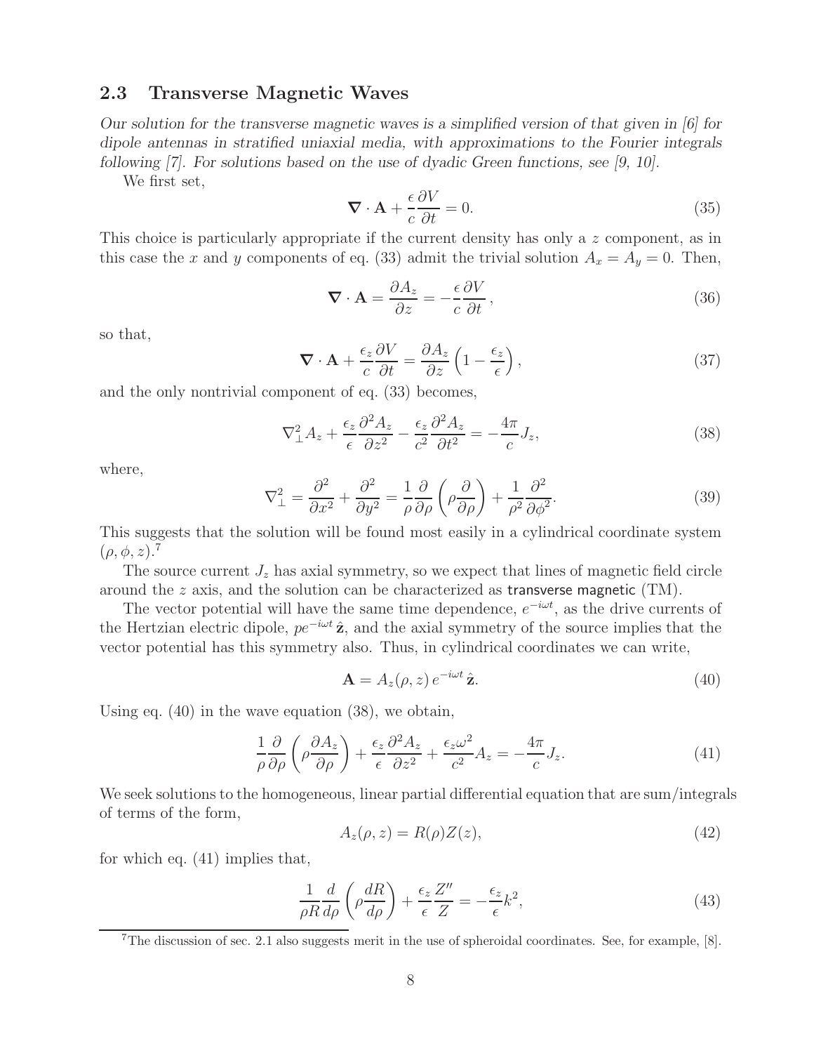### 2.3 Transverse Magnetic Waves

*Our solution for the transverse magnetic waves is a simplified version of that given in [6] for dipole antennas in stratified uniaxial media, with approximations to the Fourier integrals following [7]. For solutions based on the use of dyadic Green functions, see [9, 10].*

We first set,

$$\nabla \cdot \mathbf{A} + \frac{\epsilon}{c}\frac{\partial V}{\partial t} = 0. \tag{35}$$

This choice is particularly appropriate if the current density has only a $z$ component, as in this case the $x$ and $y$ components of eq. (33) admit the trivial solution $A_x = A_y = 0$. Then,

$$\nabla \cdot \mathbf{A} = \frac{\partial A_z}{\partial z} = -\frac{\epsilon}{c}\frac{\partial V}{\partial t}, \tag{36}$$

so that,

$$\nabla \cdot \mathbf{A} + \frac{\epsilon_z}{c}\frac{\partial V}{\partial t} = \frac{\partial A_z}{\partial z}\left(1 - \frac{\epsilon_z}{\epsilon}\right), \tag{37}$$

and the only nontrivial component of eq. (33) becomes,

$$\nabla_\perp^2 A_z + \frac{\epsilon_z}{\epsilon}\frac{\partial^2 A_z}{\partial z^2} - \frac{\epsilon_z}{c^2}\frac{\partial^2 A_z}{\partial t^2} = -\frac{4\pi}{c}J_z, \tag{38}$$

where,

$$\nabla_\perp^2 = \frac{\partial^2}{\partial x^2} + \frac{\partial^2}{\partial y^2} = \frac{1}{\rho}\frac{\partial}{\partial \rho}\left(\rho\frac{\partial}{\partial \rho}\right) + \frac{1}{\rho^2}\frac{\partial^2}{\partial \phi^2}. \tag{39}$$

This suggests that the solution will be found most easily in a cylindrical coordinate system $(\rho, \phi, z)$.[7]

The source current $J_z$ has axial symmetry, so we expect that lines of magnetic field circle around the $z$ axis, and the solution can be characterized as transverse magnetic (TM).

The vector potential will have the same time dependence, $e^{-i\omega t}$, as the drive currents of the Hertzian electric dipole, $pe^{-i\omega t}\,\hat{\mathbf{z}}$, and the axial symmetry of the source implies that the vector potential has this symmetry also. Thus, in cylindrical coordinates we can write,

$$\mathbf{A} = A_z(\rho, z)\, e^{-i\omega t}\,\hat{\mathbf{z}}. \tag{40}$$

Using eq. (40) in the wave equation (38), we obtain,

$$\frac{1}{\rho}\frac{\partial}{\partial \rho}\left(\rho\frac{\partial A_z}{\partial \rho}\right) + \frac{\epsilon_z}{\epsilon}\frac{\partial^2 A_z}{\partial z^2} + \frac{\epsilon_z \omega^2}{c^2}A_z = -\frac{4\pi}{c}J_z. \tag{41}$$

We seek solutions to the homogeneous, linear partial differential equation that are sum/integrals of terms of the form,

$$A_z(\rho, z) = R(\rho)Z(z), \tag{42}$$

for which eq. (41) implies that,

$$\frac{1}{\rho R}\frac{d}{d\rho}\left(\rho\frac{dR}{d\rho}\right) + \frac{\epsilon_z}{\epsilon}\frac{Z''}{Z} = -\frac{\epsilon_z}{\epsilon}k^2, \tag{43}$$

[7] The discussion of sec. 2.1 also suggests merit in the use of spheroidal coordinates. See, for example, [8].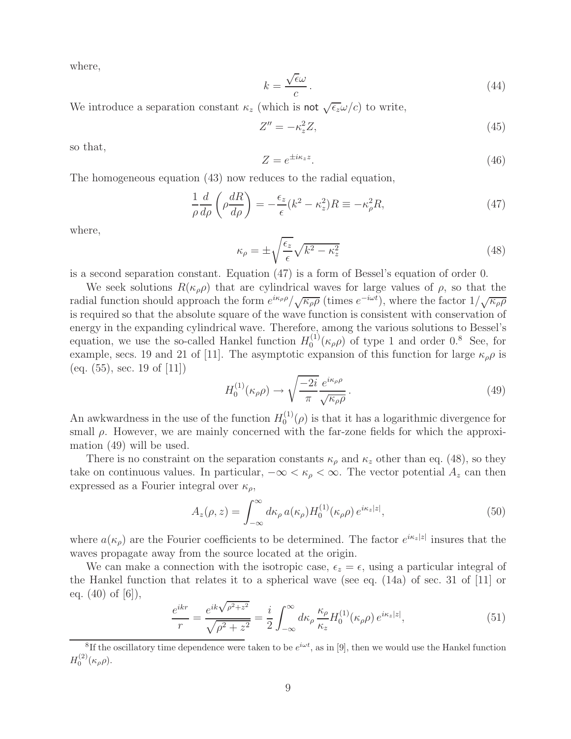where,

$$k = \frac{\sqrt{\epsilon}\omega}{c}. \tag{44}$$

We introduce a separation constant $\kappa_z$ (which is not $\sqrt{\epsilon_z}\omega/c$) to write,

$$Z'' = -\kappa_z^2 Z, \tag{45}$$

so that,

$$Z = e^{\pm i\kappa_z z}. \tag{46}$$

The homogeneous equation (43) now reduces to the radial equation,

$$\frac{1}{\rho}\frac{d}{d\rho}\left(\rho\frac{dR}{d\rho}\right) = -\frac{\epsilon_z}{\epsilon}(k^2 - \kappa_z^2)R \equiv -\kappa_\rho^2 R, \tag{47}$$

where,

$$\kappa_\rho = \pm\sqrt{\frac{\epsilon_z}{\epsilon}}\sqrt{k^2 - \kappa_z^2} \tag{48}$$

is a second separation constant. Equation (47) is a form of Bessel's equation of order 0.

We seek solutions $R(\kappa_\rho \rho)$ that are cylindrical waves for large values of $\rho$, so that the radial function should approach the form $e^{i\kappa_\rho\rho}/\sqrt{\kappa_\rho\rho}$ (times $e^{-i\omega t}$), where the factor $1/\sqrt{\kappa_\rho\rho}$ is required so that the absolute square of the wave function is consistent with conservation of energy in the expanding cylindrical wave. Therefore, among the various solutions to Bessel's equation, we use the so-called Hankel function $H_0^{(1)}(\kappa_\rho\rho)$ of type 1 and order 0.[8] See, for example, secs. 19 and 21 of [11]. The asymptotic expansion of this function for large $\kappa_\rho\rho$ is (eq. (55), sec. 19 of [11])

$$H_0^{(1)}(\kappa_\rho\rho) \to \sqrt{\frac{-2i}{\pi}}\frac{e^{i\kappa_\rho\rho}}{\sqrt{\kappa_\rho\rho}}. \tag{49}$$

An awkwardness in the use of the function $H_0^{(1)}(\rho)$ is that it has a logarithmic divergence for small $\rho$. However, we are mainly concerned with the far-zone fields for which the approximation (49) will be used.

There is no constraint on the separation constants $\kappa_\rho$ and $\kappa_z$ other than eq. (48), so they take on continuous values. In particular, $-\infty < \kappa_\rho < \infty$. The vector potential $A_z$ can then expressed as a Fourier integral over $\kappa_\rho$,

$$A_z(\rho, z) = \int_{-\infty}^{\infty} d\kappa_\rho\, a(\kappa_\rho) H_0^{(1)}(\kappa_\rho\rho)\, e^{i\kappa_z|z|}, \tag{50}$$

where $a(\kappa_\rho)$ are the Fourier coefficients to be determined. The factor $e^{i\kappa_z|z|}$ insures that the waves propagate away from the source located at the origin.

We can make a connection with the isotropic case, $\epsilon_z = \epsilon$, using a particular integral of the Hankel function that relates it to a spherical wave (see eq. (14a) of sec. 31 of [11] or eq. (40) of [6]),

$$\frac{e^{ikr}}{r} = \frac{e^{ik\sqrt{\rho^2+z^2}}}{\sqrt{\rho^2+z^2}} = \frac{i}{2}\int_{-\infty}^{\infty} d\kappa_\rho\, \frac{\kappa_\rho}{\kappa_z} H_0^{(1)}(\kappa_\rho\rho)\, e^{i\kappa_z|z|}, \tag{51}$$

[8] If the oscillatory time dependence were taken to be $e^{i\omega t}$, as in [9], then we would use the Hankel function $H_0^{(2)}(\kappa_\rho\rho)$.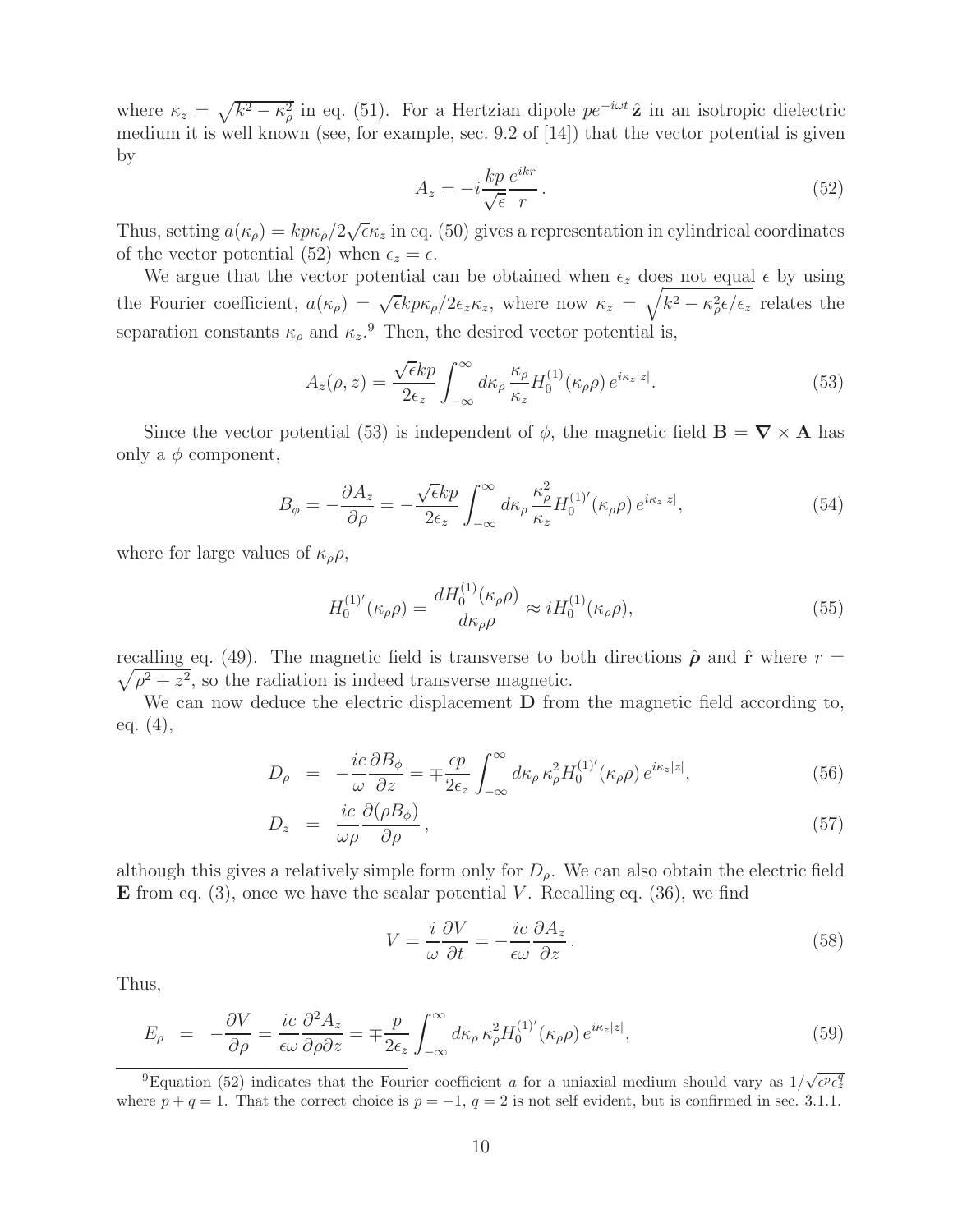where $\kappa_z = \sqrt{k^2 - \kappa_\rho^2}$ in eq. (51). For a Hertzian dipole $pe^{-i\omega t}\,\hat{\mathbf{z}}$ in an isotropic dielectric medium it is well known (see, for example, sec. 9.2 of [14]) that the vector potential is given by

$$A_z = -i\frac{kp}{\sqrt{\epsilon}}\frac{e^{ikr}}{r}. \tag{52}$$

Thus, setting $a(\kappa_\rho) = kp\kappa_\rho/2\sqrt{\epsilon}\kappa_z$ in eq. (50) gives a representation in cylindrical coordinates of the vector potential (52) when $\epsilon_z = \epsilon$.

We argue that the vector potential can be obtained when $\epsilon_z$ does not equal $\epsilon$ by using the Fourier coefficient, $a(\kappa_\rho) = \sqrt{\epsilon}kp\kappa_\rho/2\epsilon_z\kappa_z$, where now $\kappa_z = \sqrt{k^2 - \kappa_\rho^2\epsilon/\epsilon_z}$ relates the separation constants $\kappa_\rho$ and $\kappa_z$.[9] Then, the desired vector potential is,

$$A_z(\rho, z) = \frac{\sqrt{\epsilon}kp}{2\epsilon_z}\int_{-\infty}^{\infty} d\kappa_\rho\,\frac{\kappa_\rho}{\kappa_z}H_0^{(1)}(\kappa_\rho\rho)\,e^{i\kappa_z|z|}. \tag{53}$$

Since the vector potential (53) is independent of $\phi$, the magnetic field $\mathbf{B} = \boldsymbol{\nabla}\times\mathbf{A}$ has only a $\phi$ component,

$$B_\phi = -\frac{\partial A_z}{\partial\rho} = -\frac{\sqrt{\epsilon}kp}{2\epsilon_z}\int_{-\infty}^{\infty} d\kappa_\rho\,\frac{\kappa_\rho^2}{\kappa_z}H_0^{(1)'}(\kappa_\rho\rho)\,e^{i\kappa_z|z|}, \tag{54}$$

where for large values of $\kappa_\rho\rho$,

$$H_0^{(1)'}(\kappa_\rho\rho) = \frac{dH_0^{(1)}(\kappa_\rho\rho)}{d\kappa_\rho\rho} \approx iH_0^{(1)}(\kappa_\rho\rho), \tag{55}$$

recalling eq. (49). The magnetic field is transverse to both directions $\hat{\boldsymbol{\rho}}$ and $\hat{\mathbf{r}}$ where $r = \sqrt{\rho^2 + z^2}$, so the radiation is indeed transverse magnetic.

We can now deduce the electric displacement $\mathbf{D}$ from the magnetic field according to, eq. (4),

$$D_\rho = -\frac{ic}{\omega}\frac{\partial B_\phi}{\partial z} = \mp\frac{\epsilon p}{2\epsilon_z}\int_{-\infty}^{\infty} d\kappa_\rho\,\kappa_\rho^2 H_0^{(1)'}(\kappa_\rho\rho)\,e^{i\kappa_z|z|}, \tag{56}$$

$$D_z = \frac{ic}{\omega\rho}\frac{\partial(\rho B_\phi)}{\partial\rho}, \tag{57}$$

although this gives a relatively simple form only for $D_\rho$. We can also obtain the electric field $\mathbf{E}$ from eq. (3), once we have the scalar potential $V$. Recalling eq. (36), we find

$$V = \frac{i}{\omega}\frac{\partial V}{\partial t} = -\frac{ic}{\epsilon\omega}\frac{\partial A_z}{\partial z}. \tag{58}$$

Thus,

$$E_\rho = -\frac{\partial V}{\partial\rho} = \frac{ic}{\epsilon\omega}\frac{\partial^2 A_z}{\partial\rho\partial z} = \mp\frac{p}{2\epsilon_z}\int_{-\infty}^{\infty} d\kappa_\rho\,\kappa_\rho^2 H_0^{(1)'}(\kappa_\rho\rho)\,e^{i\kappa_z|z|}, \tag{59}$$

---

[9] Equation (52) indicates that the Fourier coefficient $a$ for a uniaxial medium should vary as $1/\sqrt{\epsilon^p\epsilon_z^q}$ where $p + q = 1$. That the correct choice is $p = -1$, $q = 2$ is not self evident, but is confirmed in sec. 3.1.1.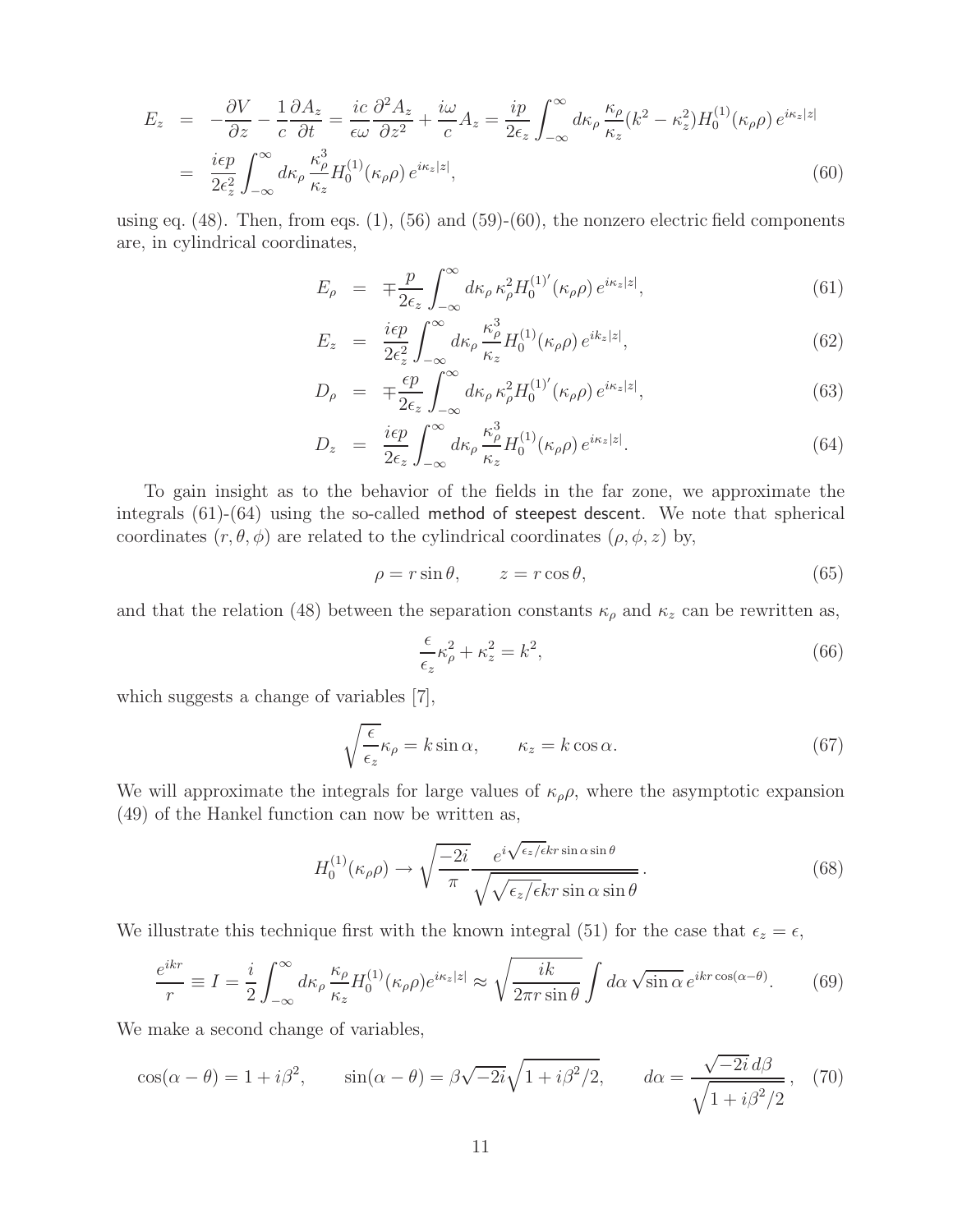$$
\begin{aligned}
E_z &= -\frac{\partial V}{\partial z} - \frac{1}{c}\frac{\partial A_z}{\partial t} = \frac{ic}{\epsilon\omega}\frac{\partial^2 A_z}{\partial z^2} + \frac{i\omega}{c}A_z = \frac{ip}{2\epsilon_z}\int_{-\infty}^{\infty} d\kappa_\rho\,\frac{\kappa_\rho}{\kappa_z}(k^2-\kappa_z^2)H_0^{(1)}(\kappa_\rho\rho)\,e^{i\kappa_z|z|} \\
&= \frac{i\epsilon p}{2\epsilon_z^2}\int_{-\infty}^{\infty} d\kappa_\rho\,\frac{\kappa_\rho^3}{\kappa_z}H_0^{(1)}(\kappa_\rho\rho)\,e^{i\kappa_z|z|},
\end{aligned}
\tag{60}
$$

using eq. (48). Then, from eqs. (1), (56) and (59)-(60), the nonzero electric field components are, in cylindrical coordinates,

$$
E_\rho = \mp\frac{p}{2\epsilon_z}\int_{-\infty}^{\infty} d\kappa_\rho\,\kappa_\rho^2 H_0^{(1)'}(\kappa_\rho\rho)\,e^{i\kappa_z|z|},
\tag{61}
$$

$$
E_z = \frac{i\epsilon p}{2\epsilon_z^2}\int_{-\infty}^{\infty} d\kappa_\rho\,\frac{\kappa_\rho^3}{\kappa_z}H_0^{(1)}(\kappa_\rho\rho)\,e^{ik_z|z|},
\tag{62}
$$

$$
D_\rho = \mp\frac{\epsilon p}{2\epsilon_z}\int_{-\infty}^{\infty} d\kappa_\rho\,\kappa_\rho^2 H_0^{(1)'}(\kappa_\rho\rho)\,e^{i\kappa_z|z|},
\tag{63}
$$

$$
D_z = \frac{i\epsilon p}{2\epsilon_z}\int_{-\infty}^{\infty} d\kappa_\rho\,\frac{\kappa_\rho^3}{\kappa_z}H_0^{(1)}(\kappa_\rho\rho)\,e^{i\kappa_z|z|}.
\tag{64}
$$

To gain insight as to the behavior of the fields in the far zone, we approximate the integrals (61)-(64) using the so-called method of steepest descent. We note that spherical coordinates $(r,\theta,\phi)$ are related to the cylindrical coordinates $(\rho,\phi,z)$ by,

$$
\rho = r\sin\theta, \qquad z = r\cos\theta,
\tag{65}
$$

and that the relation (48) between the separation constants $\kappa_\rho$ and $\kappa_z$ can be rewritten as,

$$
\frac{\epsilon}{\epsilon_z}\kappa_\rho^2 + \kappa_z^2 = k^2,
\tag{66}
$$

which suggests a change of variables [7],

$$
\sqrt{\frac{\epsilon}{\epsilon_z}}\kappa_\rho = k\sin\alpha, \qquad \kappa_z = k\cos\alpha.
\tag{67}
$$

We will approximate the integrals for large values of $\kappa_\rho\rho$, where the asymptotic expansion (49) of the Hankel function can now be written as,

$$
H_0^{(1)}(\kappa_\rho\rho) \to \sqrt{\frac{-2i}{\pi}}\,\frac{e^{i\sqrt{\epsilon_z/\epsilon}kr\sin\alpha\sin\theta}}{\sqrt{\sqrt{\epsilon_z/\epsilon}kr\sin\alpha\sin\theta}}\,.
\tag{68}
$$

We illustrate this technique first with the known integral (51) for the case that $\epsilon_z = \epsilon$,

$$
\frac{e^{ikr}}{r} \equiv I = \frac{i}{2}\int_{-\infty}^{\infty} d\kappa_\rho\,\frac{\kappa_\rho}{\kappa_z}H_0^{(1)}(\kappa_\rho\rho)e^{i\kappa_z|z|} \approx \sqrt{\frac{ik}{2\pi r\sin\theta}}\int d\alpha\,\sqrt{\sin\alpha}\,e^{ikr\cos(\alpha-\theta)}.
\tag{69}
$$

We make a second change of variables,

$$
\cos(\alpha-\theta) = 1 + i\beta^2, \qquad \sin(\alpha-\theta) = \beta\sqrt{-2i}\sqrt{1+i\beta^2/2}, \qquad d\alpha = \frac{\sqrt{-2i}\,d\beta}{\sqrt{1+i\beta^2/2}}\,,
\tag{70}
$$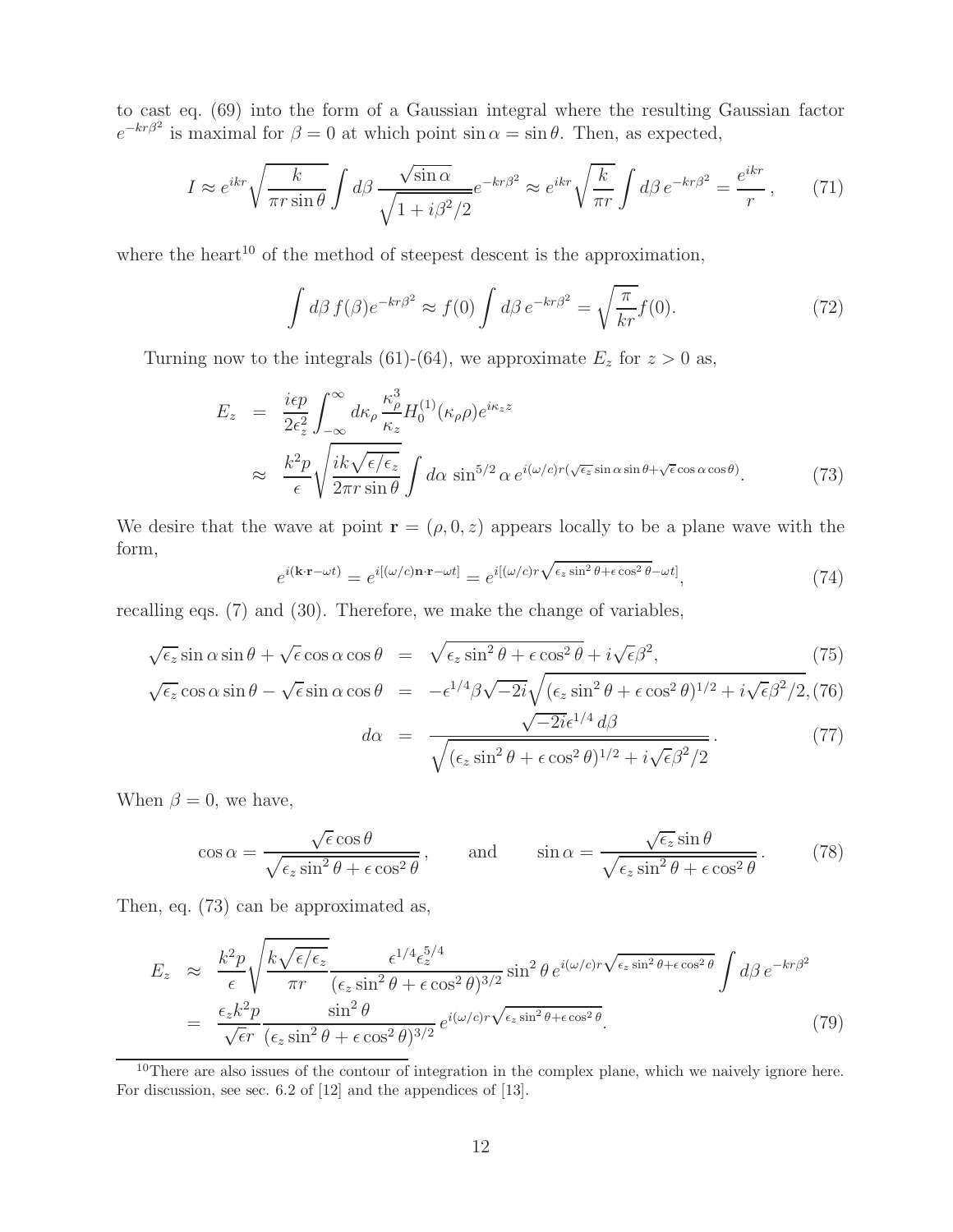to cast eq. (69) into the form of a Gaussian integral where the resulting Gaussian factor $e^{-kr\beta^2}$ is maximal for $\beta = 0$ at which point $\sin\alpha = \sin\theta$. Then, as expected,

$$I \approx e^{ikr}\sqrt{\frac{k}{\pi r \sin\theta}} \int d\beta \, \frac{\sqrt{\sin\alpha}}{\sqrt{1 + i\beta^2/2}} e^{-kr\beta^2} \approx e^{ikr}\sqrt{\frac{k}{\pi r}} \int d\beta \, e^{-kr\beta^2} = \frac{e^{ikr}}{r}, \qquad (71)$$

where the heart[10] of the method of steepest descent is the approximation,

$$\int d\beta \, f(\beta) e^{-kr\beta^2} \approx f(0) \int d\beta \, e^{-kr\beta^2} = \sqrt{\frac{\pi}{kr}} f(0). \qquad (72)$$

Turning now to the integrals (61)-(64), we approximate $E_z$ for $z > 0$ as,

$$\begin{aligned} E_z &= \frac{i\epsilon p}{2\epsilon_z^2} \int_{-\infty}^{\infty} d\kappa_\rho \, \frac{\kappa_\rho^3}{\kappa_z} H_0^{(1)}(\kappa_\rho \rho) e^{i\kappa_z z} \\ &\approx \frac{k^2 p}{\epsilon} \sqrt{\frac{ik\sqrt{\epsilon/\epsilon_z}}{2\pi r \sin\theta}} \int d\alpha \, \sin^{5/2}\alpha \, e^{i(\omega/c) r (\sqrt{\epsilon_z} \sin\alpha \sin\theta + \sqrt{\epsilon} \cos\alpha \cos\theta)}. \end{aligned} \qquad (73)$$

We desire that the wave at point $\mathbf{r} = (\rho, 0, z)$ appears locally to be a plane wave with the form,

$$e^{i(\mathbf{k}\cdot\mathbf{r} - \omega t)} = e^{i[(\omega/c)\mathbf{n}\cdot\mathbf{r} - \omega t]} = e^{i[(\omega/c) r \sqrt{\epsilon_z \sin^2\theta + \epsilon \cos^2\theta} - \omega t]}, \qquad (74)$$

recalling eqs. (7) and (30). Therefore, we make the change of variables,

$$\sqrt{\epsilon_z} \sin\alpha \sin\theta + \sqrt{\epsilon} \cos\alpha \cos\theta = \sqrt{\epsilon_z \sin^2\theta + \epsilon \cos^2\theta} + i\sqrt{\epsilon}\beta^2, \qquad (75)$$

$$\sqrt{\epsilon_z} \cos\alpha \sin\theta - \sqrt{\epsilon} \sin\alpha \cos\theta = -\epsilon^{1/4}\beta\sqrt{-2i}\sqrt{(\epsilon_z \sin^2\theta + \epsilon \cos^2\theta)^{1/2} + i\sqrt{\epsilon}\beta^2/2}, \qquad (76)$$

$$d\alpha = \frac{\sqrt{-2i}\epsilon^{1/4} \, d\beta}{\sqrt{(\epsilon_z \sin^2\theta + \epsilon \cos^2\theta)^{1/2} + i\sqrt{\epsilon}\beta^2/2}}. \qquad (77)$$

When $\beta = 0$, we have,

$$\cos\alpha = \frac{\sqrt{\epsilon}\cos\theta}{\sqrt{\epsilon_z \sin^2\theta + \epsilon \cos^2\theta}}, \qquad \text{and} \qquad \sin\alpha = \frac{\sqrt{\epsilon_z}\sin\theta}{\sqrt{\epsilon_z \sin^2\theta + \epsilon \cos^2\theta}}. \qquad (78)$$

Then, eq. (73) can be approximated as,

$$\begin{aligned} E_z &\approx \frac{k^2 p}{\epsilon} \sqrt{\frac{k\sqrt{\epsilon/\epsilon_z}}{\pi r}} \frac{\epsilon^{1/4}\epsilon_z^{5/4}}{(\epsilon_z \sin^2\theta + \epsilon \cos^2\theta)^{3/2}} \sin^2\theta \, e^{i(\omega/c) r \sqrt{\epsilon_z \sin^2\theta + \epsilon \cos^2\theta}} \int d\beta \, e^{-kr\beta^2} \\ &= \frac{\epsilon_z k^2 p}{\sqrt{\epsilon} r} \frac{\sin^2\theta}{(\epsilon_z \sin^2\theta + \epsilon \cos^2\theta)^{3/2}} \, e^{i(\omega/c) r \sqrt{\epsilon_z \sin^2\theta + \epsilon \cos^2\theta}}. \end{aligned} \qquad (79)$$

---

[10] There are also issues of the contour of integration in the complex plane, which we naively ignore here. For discussion, see sec. 6.2 of [12] and the appendices of [13].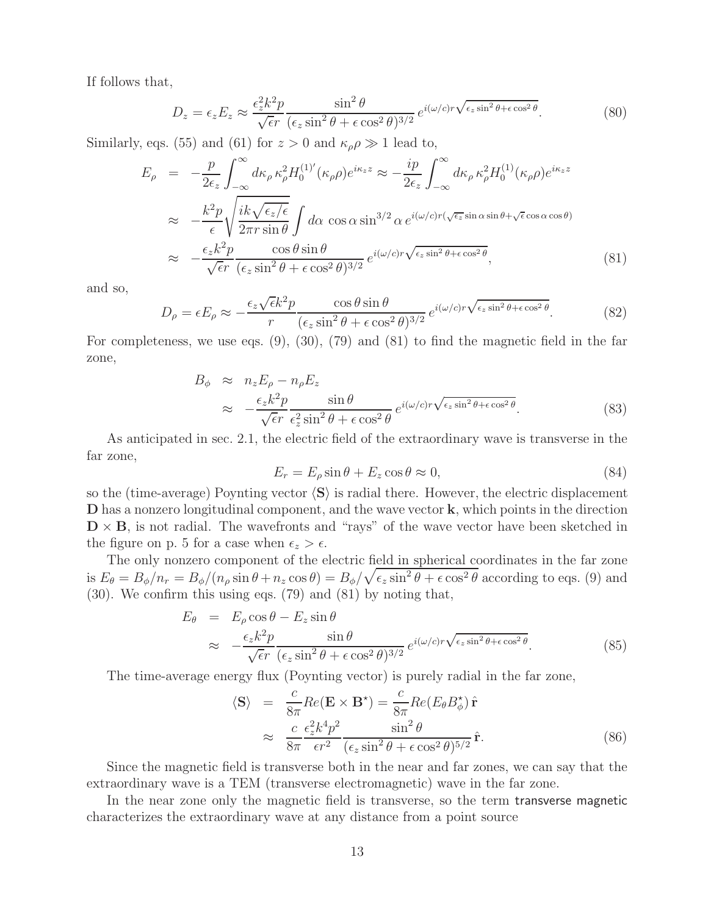If follows that,

$$D_z = \epsilon_z E_z \approx \frac{\epsilon_z^2 k^2 p}{\sqrt{\epsilon} r} \frac{\sin^2\theta}{(\epsilon_z \sin^2\theta + \epsilon \cos^2\theta)^{3/2}} \, e^{i(\omega/c)r\sqrt{\epsilon_z \sin^2\theta + \epsilon\cos^2\theta}}. \tag{80}$$

Similarly, eqs. (55) and (61) for $z > 0$ and $\kappa_\rho \rho \gg 1$ lead to,

$$\begin{aligned}
E_\rho &= -\frac{p}{2\epsilon_z} \int_{-\infty}^{\infty} d\kappa_\rho \, \kappa_\rho^2 H_0^{(1)'}(\kappa_\rho \rho) e^{i\kappa_z z} \approx -\frac{ip}{2\epsilon_z} \int_{-\infty}^{\infty} d\kappa_\rho \, \kappa_\rho^2 H_0^{(1)}(\kappa_\rho \rho) e^{i\kappa_z z} \\
&\approx -\frac{k^2 p}{\epsilon} \sqrt{\frac{ik\sqrt{\epsilon_z/\epsilon}}{2\pi r \sin\theta}} \int d\alpha \, \cos\alpha \sin^{3/2}\alpha \, e^{i(\omega/c)r(\sqrt{\epsilon_z}\sin\alpha\sin\theta + \sqrt{\epsilon}\cos\alpha\cos\theta)} \\
&\approx -\frac{\epsilon_z k^2 p}{\sqrt{\epsilon} r} \frac{\cos\theta \sin\theta}{(\epsilon_z \sin^2\theta + \epsilon\cos^2\theta)^{3/2}} \, e^{i(\omega/c)r\sqrt{\epsilon_z \sin^2\theta + \epsilon\cos^2\theta}},
\end{aligned} \tag{81}$$

and so,

$$D_\rho = \epsilon E_\rho \approx -\frac{\epsilon_z \sqrt{\epsilon} k^2 p}{r} \frac{\cos\theta \sin\theta}{(\epsilon_z \sin^2\theta + \epsilon\cos^2\theta)^{3/2}} \, e^{i(\omega/c)r\sqrt{\epsilon_z \sin^2\theta + \epsilon\cos^2\theta}}. \tag{82}$$

For completeness, we use eqs. (9), (30), (79) and (81) to find the magnetic field in the far zone,

$$\begin{aligned}
B_\phi &\approx n_z E_\rho - n_\rho E_z \\
&\approx -\frac{\epsilon_z k^2 p}{\sqrt{\epsilon} r} \frac{\sin\theta}{\epsilon_z^2 \sin^2\theta + \epsilon\cos^2\theta} \, e^{i(\omega/c)r\sqrt{\epsilon_z \sin^2\theta + \epsilon\cos^2\theta}}.
\end{aligned} \tag{83}$$

As anticipated in sec. 2.1, the electric field of the extraordinary wave is transverse in the far zone,

$$E_r = E_\rho \sin\theta + E_z \cos\theta \approx 0, \tag{84}$$

so the (time-average) Poynting vector $\langle \mathbf{S} \rangle$ is radial there. However, the electric displacement $\mathbf{D}$ has a nonzero longitudinal component, and the wave vector $\mathbf{k}$, which points in the direction $\mathbf{D} \times \mathbf{B}$, is not radial. The wavefronts and "rays" of the wave vector have been sketched in the figure on p. 5 for a case when $\epsilon_z > \epsilon$.

The only nonzero component of the electric field in spherical coordinates in the far zone is $E_\theta = B_\phi / n_r = B_\phi / (n_\rho \sin\theta + n_z \cos\theta) = B_\phi / \sqrt{\epsilon_z \sin^2\theta + \epsilon\cos^2\theta}$ according to eqs. (9) and (30). We confirm this using eqs. (79) and (81) by noting that,

$$\begin{aligned}
E_\theta &= E_\rho \cos\theta - E_z \sin\theta \\
&\approx -\frac{\epsilon_z k^2 p}{\sqrt{\epsilon} r} \frac{\sin\theta}{(\epsilon_z \sin^2\theta + \epsilon\cos^2\theta)^{3/2}} \, e^{i(\omega/c)r\sqrt{\epsilon_z \sin^2\theta + \epsilon\cos^2\theta}}.
\end{aligned} \tag{85}$$

The time-average energy flux (Poynting vector) is purely radial in the far zone,

$$\begin{aligned}
\langle \mathbf{S} \rangle &= \frac{c}{8\pi} Re(\mathbf{E} \times \mathbf{B}^\star) = \frac{c}{8\pi} Re(E_\theta B_\phi^\star) \, \hat{\mathbf{r}} \\
&\approx \frac{c}{8\pi} \frac{\epsilon_z^2 k^4 p^2}{\epsilon r^2} \frac{\sin^2\theta}{(\epsilon_z \sin^2\theta + \epsilon\cos^2\theta)^{5/2}} \, \hat{\mathbf{r}}.
\end{aligned} \tag{86}$$

Since the magnetic field is transverse both in the near and far zones, we can say that the extraordinary wave is a TEM (transverse electromagnetic) wave in the far zone.

In the near zone only the magnetic field is transverse, so the term transverse magnetic characterizes the extraordinary wave at any distance from a point source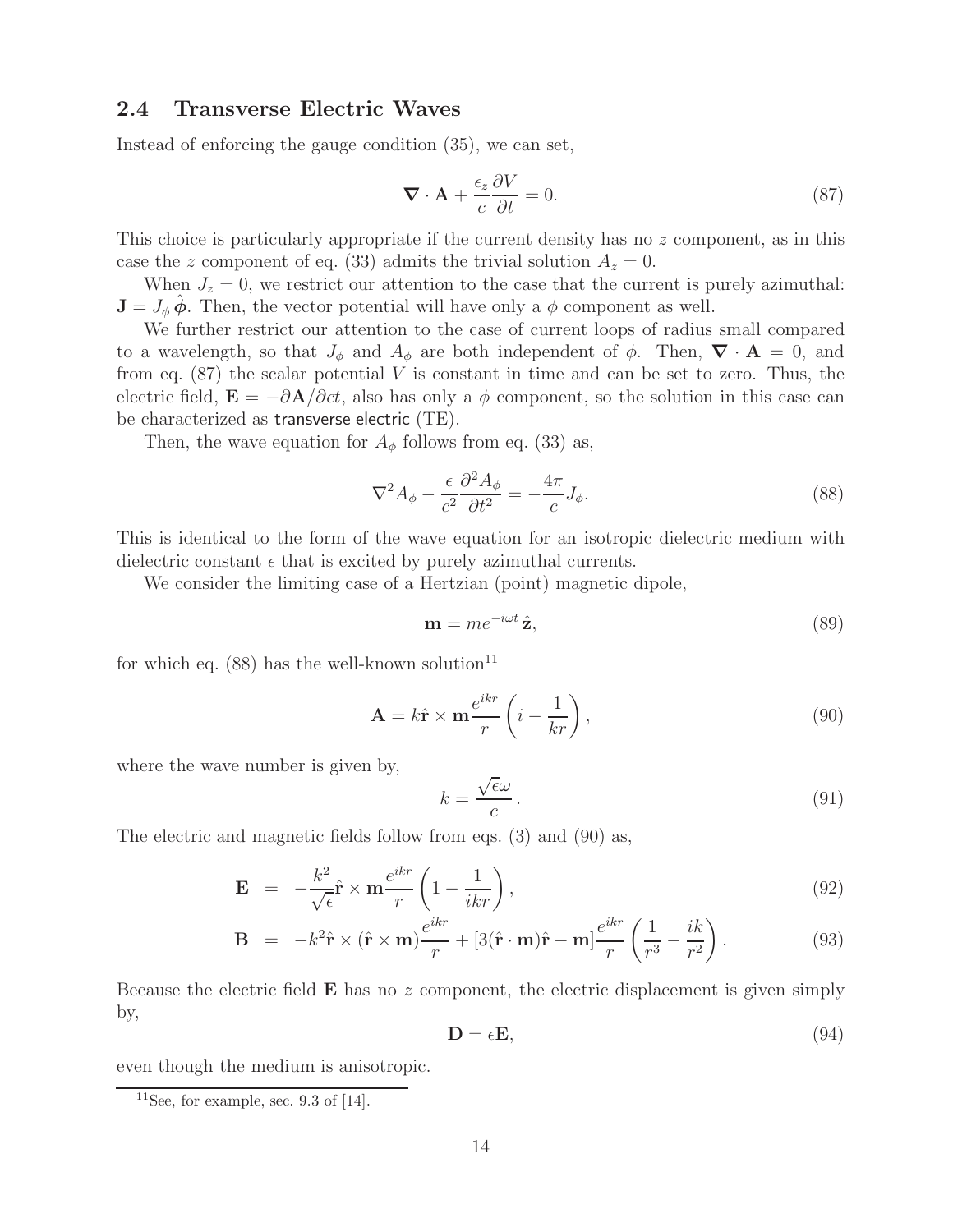## 2.4 Transverse Electric Waves

Instead of enforcing the gauge condition (35), we can set,

$$\boldsymbol{\nabla} \cdot \mathbf{A} + \frac{\epsilon_z}{c} \frac{\partial V}{\partial t} = 0. \tag{87}$$

This choice is particularly appropriate if the current density has no $z$ component, as in this case the $z$ component of eq. (33) admits the trivial solution $A_z = 0$.

When $J_z = 0$, we restrict our attention to the case that the current is purely azimuthal: $\mathbf{J} = J_\phi \hat{\boldsymbol{\phi}}$. Then, the vector potential will have only a $\phi$ component as well.

We further restrict our attention to the case of current loops of radius small compared to a wavelength, so that $J_\phi$ and $A_\phi$ are both independent of $\phi$. Then, $\boldsymbol{\nabla} \cdot \mathbf{A} = 0$, and from eq. (87) the scalar potential $V$ is constant in time and can be set to zero. Thus, the electric field, $\mathbf{E} = -\partial \mathbf{A}/\partial ct$, also has only a $\phi$ component, so the solution in this case can be characterized as transverse electric (TE).

Then, the wave equation for $A_\phi$ follows from eq. (33) as,

$$\nabla^2 A_\phi - \frac{\epsilon}{c^2} \frac{\partial^2 A_\phi}{\partial t^2} = -\frac{4\pi}{c} J_\phi. \tag{88}$$

This is identical to the form of the wave equation for an isotropic dielectric medium with dielectric constant $\epsilon$ that is excited by purely azimuthal currents.

We consider the limiting case of a Hertzian (point) magnetic dipole,

$$\mathbf{m} = m e^{-i\omega t} \hat{\mathbf{z}}, \tag{89}$$

for which eq. (88) has the well-known solution[11]

$$\mathbf{A} = k \hat{\mathbf{r}} \times \mathbf{m} \frac{e^{ikr}}{r} \left( i - \frac{1}{kr} \right), \tag{90}$$

where the wave number is given by,

$$k = \frac{\sqrt{\epsilon}\omega}{c}. \tag{91}$$

The electric and magnetic fields follow from eqs. (3) and (90) as,

$$\mathbf{E} = -\frac{k^2}{\sqrt{\epsilon}} \hat{\mathbf{r}} \times \mathbf{m} \frac{e^{ikr}}{r} \left( 1 - \frac{1}{ikr} \right), \tag{92}$$

$$\mathbf{B} = -k^2 \hat{\mathbf{r}} \times (\hat{\mathbf{r}} \times \mathbf{m}) \frac{e^{ikr}}{r} + [3(\hat{\mathbf{r}} \cdot \mathbf{m})\hat{\mathbf{r}} - \mathbf{m}] \frac{e^{ikr}}{r} \left( \frac{1}{r^3} - \frac{ik}{r^2} \right). \tag{93}$$

Because the electric field $\mathbf{E}$ has no $z$ component, the electric displacement is given simply by,

$$\mathbf{D} = \epsilon \mathbf{E}, \tag{94}$$

even though the medium is anisotropic.

[11]See, for example, sec. 9.3 of [14].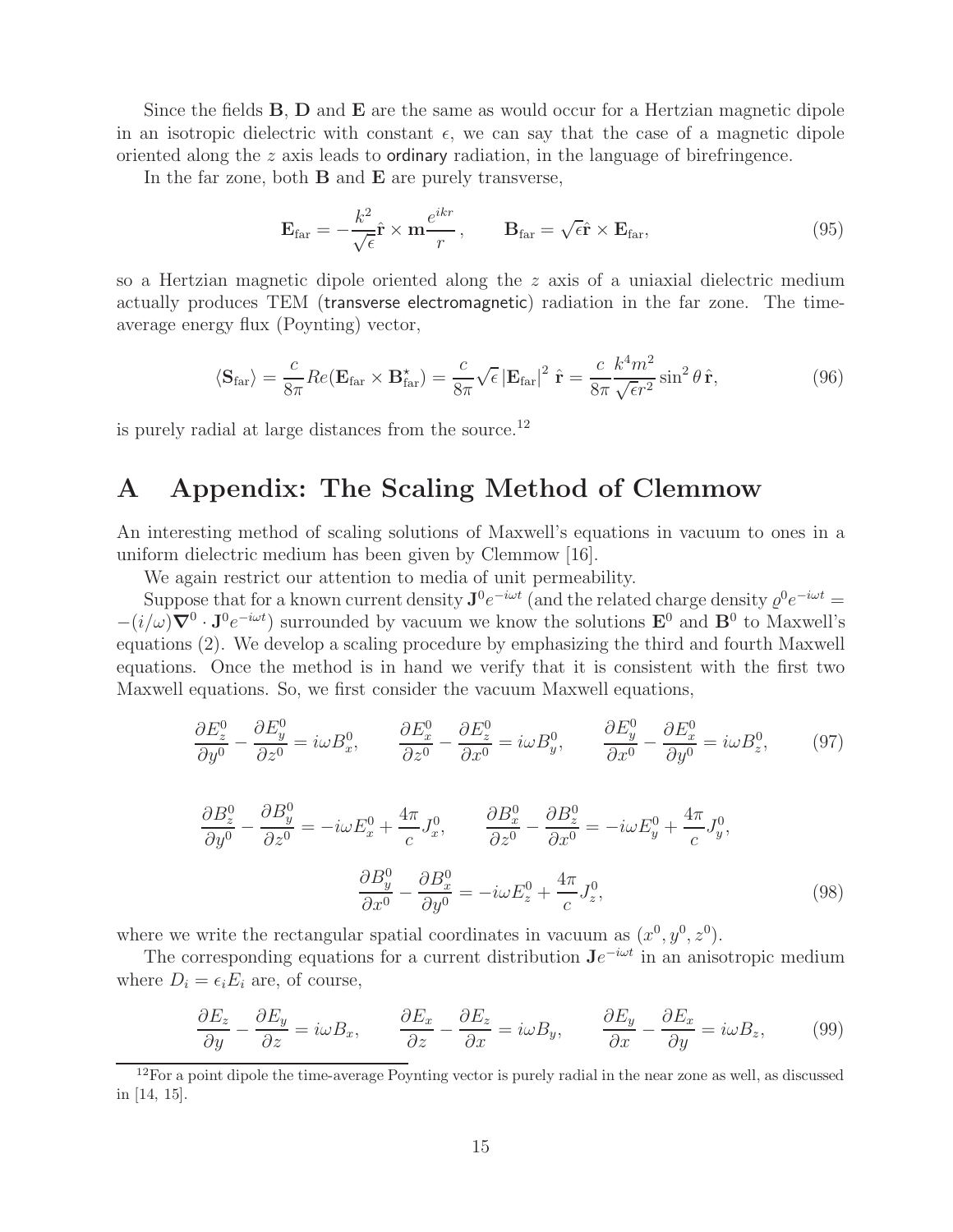Since the fields **B**, **D** and **E** are the same as would occur for a Hertzian magnetic dipole in an isotropic dielectric with constant $\epsilon$, we can say that the case of a magnetic dipole oriented along the $z$ axis leads to ordinary radiation, in the language of birefringence.

In the far zone, both **B** and **E** are purely transverse,

$$\mathbf{E}_{\rm far} = -\frac{k^2}{\sqrt{\epsilon}}\hat{\mathbf{r}} \times \mathbf{m}\frac{e^{ikr}}{r}\,, \qquad \mathbf{B}_{\rm far} = \sqrt{\epsilon}\hat{\mathbf{r}} \times \mathbf{E}_{\rm far}, \tag{95}$$

so a Hertzian magnetic dipole oriented along the $z$ axis of a uniaxial dielectric medium actually produces TEM (transverse electromagnetic) radiation in the far zone. The time-average energy flux (Poynting) vector,

$$\langle \mathbf{S}_{\rm far}\rangle = \frac{c}{8\pi}Re(\mathbf{E}_{\rm far} \times \mathbf{B}^{\star}_{\rm far}) = \frac{c}{8\pi}\sqrt{\epsilon}\left|\mathbf{E}_{\rm far}\right|^2 \hat{\mathbf{r}} = \frac{c}{8\pi}\frac{k^4 m^2}{\sqrt{\epsilon}r^2}\sin^2\theta\,\hat{\mathbf{r}}, \tag{96}$$

is purely radial at large distances from the source.[12]

# A Appendix: The Scaling Method of Clemmow

An interesting method of scaling solutions of Maxwell's equations in vacuum to ones in a uniform dielectric medium has been given by Clemmow [16].

We again restrict our attention to media of unit permeability.

Suppose that for a known current density $\mathbf{J}^0 e^{-i\omega t}$ (and the related charge density $\varrho^0 e^{-i\omega t} = -(i/\omega)\boldsymbol{\nabla}^0 \cdot \mathbf{J}^0 e^{-i\omega t}$) surrounded by vacuum we know the solutions $\mathbf{E}^0$ and $\mathbf{B}^0$ to Maxwell's equations (2). We develop a scaling procedure by emphasizing the third and fourth Maxwell equations. Once the method is in hand we verify that it is consistent with the first two Maxwell equations. So, we first consider the vacuum Maxwell equations,

$$\frac{\partial E_z^0}{\partial y^0} - \frac{\partial E_y^0}{\partial z^0} = i\omega B_x^0, \qquad \frac{\partial E_x^0}{\partial z^0} - \frac{\partial E_z^0}{\partial x^0} = i\omega B_y^0, \qquad \frac{\partial E_y^0}{\partial x^0} - \frac{\partial E_x^0}{\partial y^0} = i\omega B_z^0, \tag{97}$$

$$\frac{\partial B_z^0}{\partial y^0} - \frac{\partial B_y^0}{\partial z^0} = -i\omega E_x^0 + \frac{4\pi}{c}J_x^0, \qquad \frac{\partial B_x^0}{\partial z^0} - \frac{\partial B_z^0}{\partial x^0} = -i\omega E_y^0 + \frac{4\pi}{c}J_y^0,$$

$$\frac{\partial B_y^0}{\partial x^0} - \frac{\partial B_x^0}{\partial y^0} = -i\omega E_z^0 + \frac{4\pi}{c}J_z^0, \tag{98}$$

where we write the rectangular spatial coordinates in vacuum as $(x^0, y^0, z^0)$.

The corresponding equations for a current distribution $\mathbf{J}e^{-i\omega t}$ in an anisotropic medium where $D_i = \epsilon_i E_i$ are, of course,

$$\frac{\partial E_z}{\partial y} - \frac{\partial E_y}{\partial z} = i\omega B_x, \qquad \frac{\partial E_x}{\partial z} - \frac{\partial E_z}{\partial x} = i\omega B_y, \qquad \frac{\partial E_y}{\partial x} - \frac{\partial E_x}{\partial y} = i\omega B_z, \tag{99}$$

[12] For a point dipole the time-average Poynting vector is purely radial in the near zone as well, as discussed in [14, 15].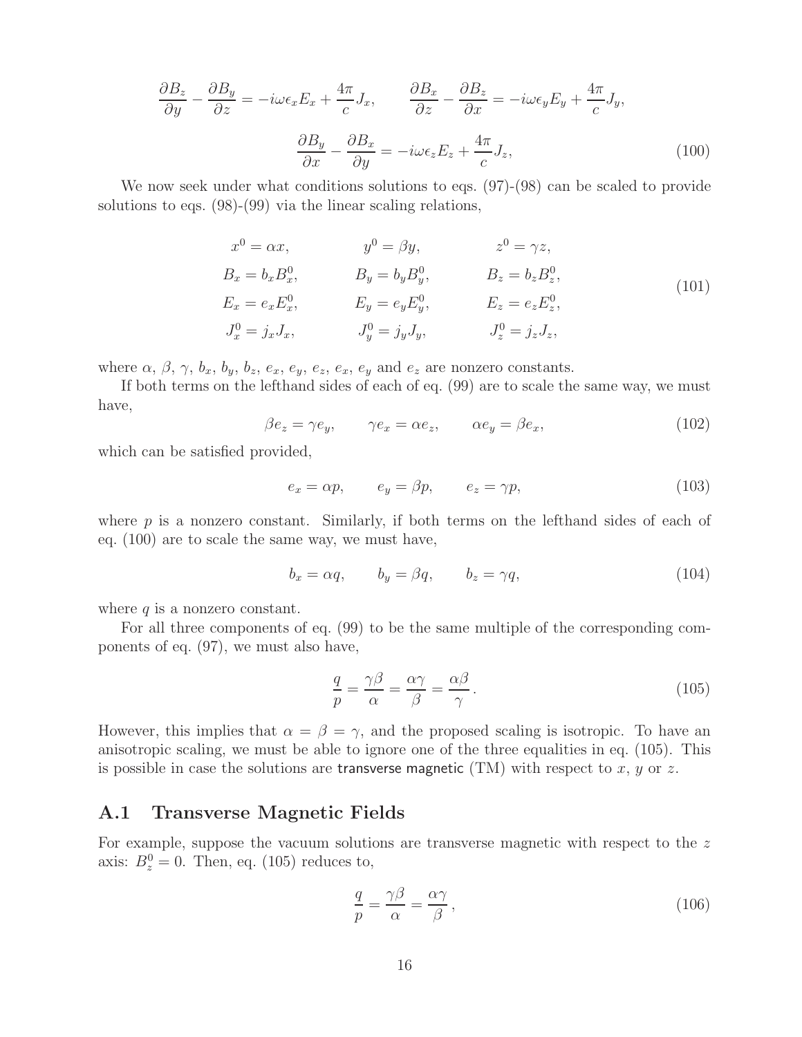$$\frac{\partial B_z}{\partial y} - \frac{\partial B_y}{\partial z} = -i\omega\epsilon_x E_x + \frac{4\pi}{c} J_x, \qquad \frac{\partial B_x}{\partial z} - \frac{\partial B_z}{\partial x} = -i\omega\epsilon_y E_y + \frac{4\pi}{c} J_y,$$

$$\frac{\partial B_y}{\partial x} - \frac{\partial B_x}{\partial y} = -i\omega\epsilon_z E_z + \frac{4\pi}{c} J_z, \tag{100}$$

We now seek under what conditions solutions to eqs. (97)-(98) can be scaled to provide solutions to eqs. (98)-(99) via the linear scaling relations,

$$\begin{aligned}
x^0 &= \alpha x, & y^0 &= \beta y, & z^0 &= \gamma z, \\
B_x &= b_x B_x^0, & B_y &= b_y B_y^0, & B_z &= b_z B_z^0, \\
E_x &= e_x E_x^0, & E_y &= e_y E_y^0, & E_z &= e_z E_z^0, \\
J_x^0 &= j_x J_x, & J_y^0 &= j_y J_y, & J_z^0 &= j_z J_z,
\end{aligned} \tag{101}$$

where $\alpha$, $\beta$, $\gamma$, $b_x$, $b_y$, $b_z$, $e_x$, $e_y$, $e_z$, $e_x$, $e_y$ and $e_z$ are nonzero constants.

If both terms on the lefthand sides of each of eq. (99) are to scale the same way, we must have,

$$\beta e_z = \gamma e_y, \qquad \gamma e_x = \alpha e_z, \qquad \alpha e_y = \beta e_x, \tag{102}$$

which can be satisfied provided,

$$e_x = \alpha p, \qquad e_y = \beta p, \qquad e_z = \gamma p, \tag{103}$$

where $p$ is a nonzero constant. Similarly, if both terms on the lefthand sides of each of eq. (100) are to scale the same way, we must have,

$$b_x = \alpha q, \qquad b_y = \beta q, \qquad b_z = \gamma q, \tag{104}$$

where $q$ is a nonzero constant.

For all three components of eq. (99) to be the same multiple of the corresponding components of eq. (97), we must also have,

$$\frac{q}{p} = \frac{\gamma\beta}{\alpha} = \frac{\alpha\gamma}{\beta} = \frac{\alpha\beta}{\gamma}. \tag{105}$$

However, this implies that $\alpha = \beta = \gamma$, and the proposed scaling is isotropic. To have an anisotropic scaling, we must be able to ignore one of the three equalities in eq. (105). This is possible in case the solutions are transverse magnetic (TM) with respect to $x$, $y$ or $z$.

## A.1 Transverse Magnetic Fields

For example, suppose the vacuum solutions are transverse magnetic with respect to the $z$ axis: $B_z^0 = 0$. Then, eq. (105) reduces to,

$$\frac{q}{p} = \frac{\gamma\beta}{\alpha} = \frac{\alpha\gamma}{\beta}, \tag{106}$$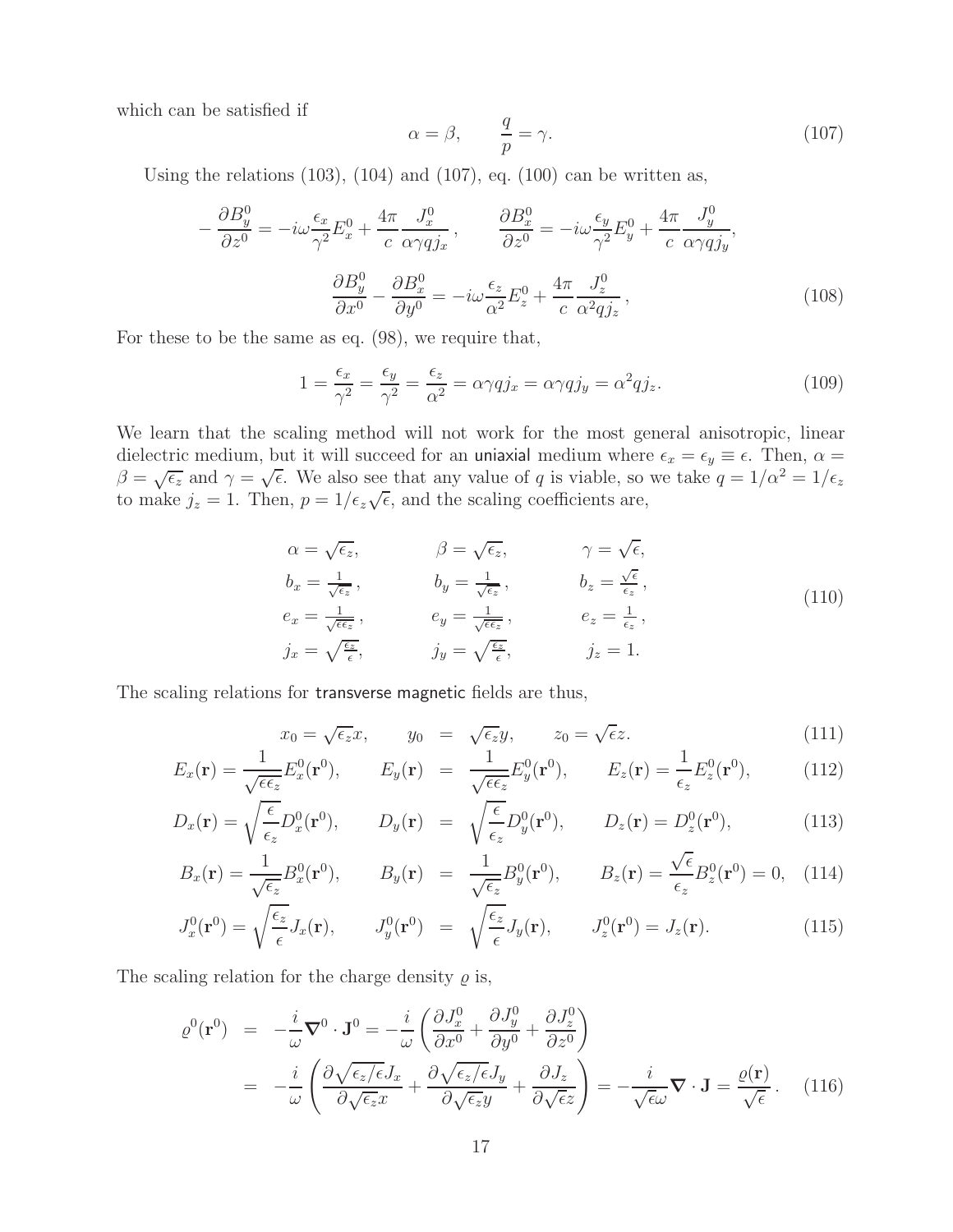which can be satisfied if

$$\alpha = \beta, \qquad \frac{q}{p} = \gamma. \tag{107}$$

Using the relations (103), (104) and (107), eq. (100) can be written as,

$$-\frac{\partial B_y^0}{\partial z^0} = -i\omega\frac{\epsilon_x}{\gamma^2}E_x^0 + \frac{4\pi}{c}\frac{J_x^0}{\alpha\gamma q j_x}\,, \qquad \frac{\partial B_x^0}{\partial z^0} = -i\omega\frac{\epsilon_y}{\gamma^2}E_y^0 + \frac{4\pi}{c}\frac{J_y^0}{\alpha\gamma q j_y},$$

$$\frac{\partial B_y^0}{\partial x^0} - \frac{\partial B_x^0}{\partial y^0} = -i\omega\frac{\epsilon_z}{\alpha^2}E_z^0 + \frac{4\pi}{c}\frac{J_z^0}{\alpha^2 q j_z}\,, \tag{108}$$

For these to be the same as eq. (98), we require that,

$$1 = \frac{\epsilon_x}{\gamma^2} = \frac{\epsilon_y}{\gamma^2} = \frac{\epsilon_z}{\alpha^2} = \alpha\gamma q j_x = \alpha\gamma q j_y = \alpha^2 q j_z. \tag{109}$$

We learn that the scaling method will not work for the most general anisotropic, linear dielectric medium, but it will succeed for an uniaxial medium where $\epsilon_x = \epsilon_y \equiv \epsilon$. Then, $\alpha = \beta = \sqrt{\epsilon_z}$ and $\gamma = \sqrt{\epsilon}$. We also see that any value of $q$ is viable, so we take $q = 1/\alpha^2 = 1/\epsilon_z$ to make $j_z = 1$. Then, $p = 1/\epsilon_z\sqrt{\epsilon}$, and the scaling coefficients are,

$$\begin{array}{lll}
\alpha = \sqrt{\epsilon_z}, & \beta = \sqrt{\epsilon_z}, & \gamma = \sqrt{\epsilon}, \\
b_x = \frac{1}{\sqrt{\epsilon_z}}\,, & b_y = \frac{1}{\sqrt{\epsilon_z}}\,, & b_z = \frac{\sqrt{\epsilon}}{\epsilon_z}\,, \\
e_x = \frac{1}{\sqrt{\epsilon\epsilon_z}}\,, & e_y = \frac{1}{\sqrt{\epsilon\epsilon_z}}\,, & e_z = \frac{1}{\epsilon_z}\,, \\
j_x = \sqrt{\frac{\epsilon_z}{\epsilon}}, & j_y = \sqrt{\frac{\epsilon_z}{\epsilon}}, & j_z = 1.
\end{array} \tag{110}$$

The scaling relations for transverse magnetic fields are thus,

$$x_0 = \sqrt{\epsilon_z}x, \qquad y_0 = \sqrt{\epsilon_z}y, \qquad z_0 = \sqrt{\epsilon}z. \tag{111}$$

$$E_x(\mathbf{r}) = \frac{1}{\sqrt{\epsilon\epsilon_z}}E_x^0(\mathbf{r}^0), \qquad E_y(\mathbf{r}) = \frac{1}{\sqrt{\epsilon\epsilon_z}}E_y^0(\mathbf{r}^0), \qquad E_z(\mathbf{r}) = \frac{1}{\epsilon_z}E_z^0(\mathbf{r}^0), \tag{112}$$

$$D_x(\mathbf{r}) = \sqrt{\frac{\epsilon}{\epsilon_z}}D_x^0(\mathbf{r}^0), \qquad D_y(\mathbf{r}) = \sqrt{\frac{\epsilon}{\epsilon_z}}D_y^0(\mathbf{r}^0), \qquad D_z(\mathbf{r}) = D_z^0(\mathbf{r}^0), \tag{113}$$

$$B_x(\mathbf{r}) = \frac{1}{\sqrt{\epsilon_z}}B_x^0(\mathbf{r}^0), \qquad B_y(\mathbf{r}) = \frac{1}{\sqrt{\epsilon_z}}B_y^0(\mathbf{r}^0), \qquad B_z(\mathbf{r}) = \frac{\sqrt{\epsilon}}{\epsilon_z}B_z^0(\mathbf{r}^0) = 0, \tag{114}$$

$$J_x^0(\mathbf{r}^0) = \sqrt{\frac{\epsilon_z}{\epsilon}}J_x(\mathbf{r}), \qquad J_y^0(\mathbf{r}^0) = \sqrt{\frac{\epsilon_z}{\epsilon}}J_y(\mathbf{r}), \qquad J_z^0(\mathbf{r}^0) = J_z(\mathbf{r}). \tag{115}$$

The scaling relation for the charge density $\varrho$ is,

$$\begin{aligned}
\varrho^0(\mathbf{r}^0) &= -\frac{i}{\omega}\boldsymbol{\nabla}^0\cdot\mathbf{J}^0 = -\frac{i}{\omega}\left(\frac{\partial J_x^0}{\partial x^0} + \frac{\partial J_y^0}{\partial y^0} + \frac{\partial J_z^0}{\partial z^0}\right) \\
&= -\frac{i}{\omega}\left(\frac{\partial\sqrt{\epsilon_z/\epsilon}J_x}{\partial\sqrt{\epsilon_z}x} + \frac{\partial\sqrt{\epsilon_z/\epsilon}J_y}{\partial\sqrt{\epsilon_z}y} + \frac{\partial J_z}{\partial\sqrt{\epsilon}z}\right) = -\frac{i}{\sqrt{\epsilon}\omega}\boldsymbol{\nabla}\cdot\mathbf{J} = \frac{\varrho(\mathbf{r})}{\sqrt{\epsilon}}\,. 
\end{aligned} \tag{116}$$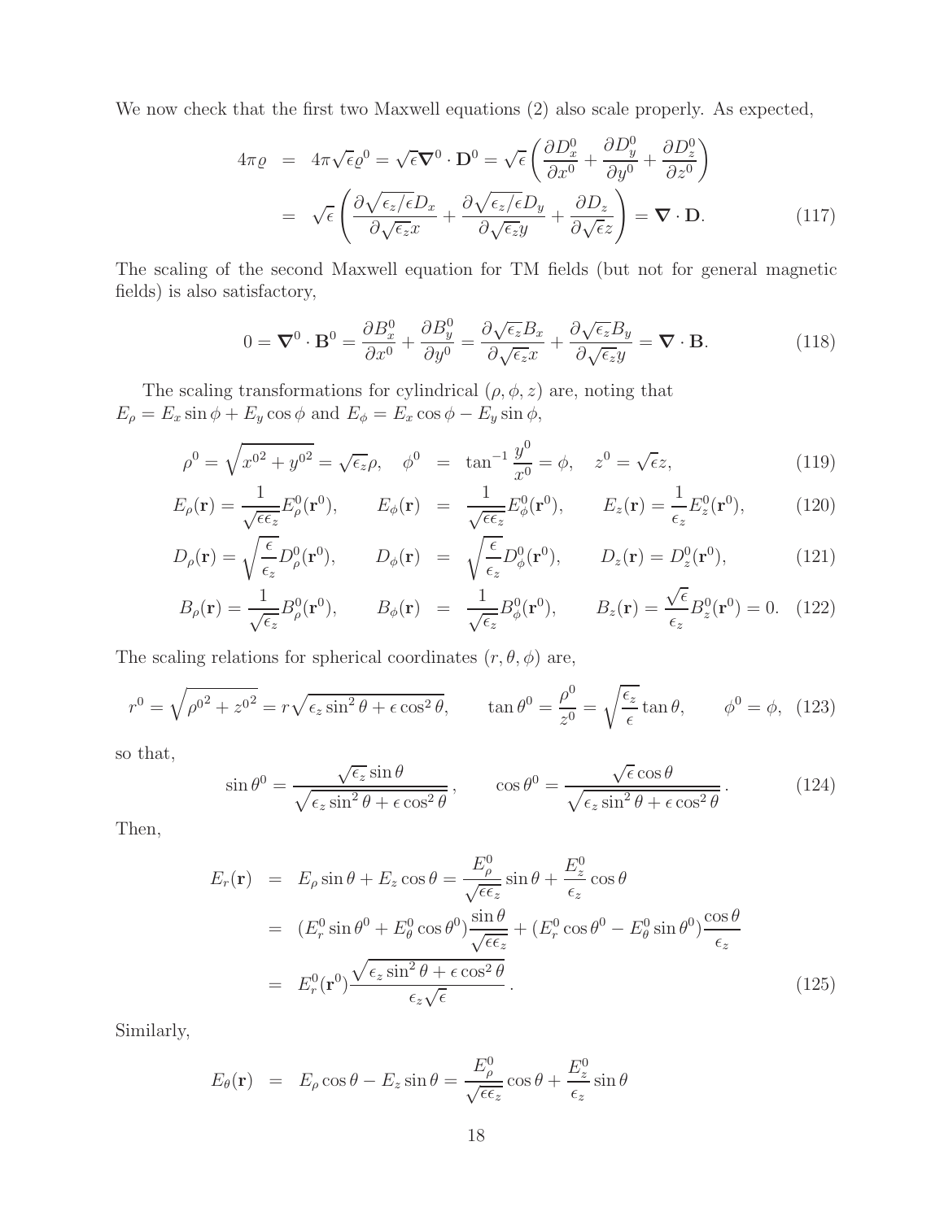We now check that the first two Maxwell equations (2) also scale properly. As expected,

$$
\begin{aligned}
4\pi\varrho &= 4\pi\sqrt{\epsilon}\varrho^0 = \sqrt{\epsilon}\boldsymbol{\nabla}^0 \cdot \mathbf{D}^0 = \sqrt{\epsilon}\left(\frac{\partial D_x^0}{\partial x^0} + \frac{\partial D_y^0}{\partial y^0} + \frac{\partial D_z^0}{\partial z^0}\right) \\
&= \sqrt{\epsilon}\left(\frac{\partial \sqrt{\epsilon_z/\epsilon} D_x}{\partial \sqrt{\epsilon_z} x} + \frac{\partial \sqrt{\epsilon_z/\epsilon} D_y}{\partial \sqrt{\epsilon_z} y} + \frac{\partial D_z}{\partial \sqrt{\epsilon} z}\right) = \boldsymbol{\nabla} \cdot \mathbf{D}. \qquad (117)
\end{aligned}
$$

The scaling of the second Maxwell equation for TM fields (but not for general magnetic fields) is also satisfactory,

$$
0 = \boldsymbol{\nabla}^0 \cdot \mathbf{B}^0 = \frac{\partial B_x^0}{\partial x^0} + \frac{\partial B_y^0}{\partial y^0} = \frac{\partial \sqrt{\epsilon_z} B_x}{\partial \sqrt{\epsilon_z} x} + \frac{\partial \sqrt{\epsilon_z} B_y}{\partial \sqrt{\epsilon_z} y} = \boldsymbol{\nabla} \cdot \mathbf{B}. \qquad (118)
$$

The scaling transformations for cylindrical $(\rho, \phi, z)$ are, noting that $E_\rho = E_x \sin\phi + E_y \cos\phi$ and $E_\phi = E_x \cos\phi - E_y \sin\phi$,

$$
\rho^0 = \sqrt{x^{0\,2} + y^{0\,2}} = \sqrt{\epsilon_z}\rho, \quad \phi^0 = \tan^{-1}\frac{y^0}{x^0} = \phi, \quad z^0 = \sqrt{\epsilon} z, \qquad (119)
$$

$$
E_\rho(\mathbf{r}) = \frac{1}{\sqrt{\epsilon\epsilon_z}} E_\rho^0(\mathbf{r}^0), \qquad E_\phi(\mathbf{r}) = \frac{1}{\sqrt{\epsilon\epsilon_z}} E_\phi^0(\mathbf{r}^0), \qquad E_z(\mathbf{r}) = \frac{1}{\epsilon_z} E_z^0(\mathbf{r}^0), \qquad (120)
$$

$$
D_\rho(\mathbf{r}) = \sqrt{\frac{\epsilon}{\epsilon_z}} D_\rho^0(\mathbf{r}^0), \qquad D_\phi(\mathbf{r}) = \sqrt{\frac{\epsilon}{\epsilon_z}} D_\phi^0(\mathbf{r}^0), \qquad D_z(\mathbf{r}) = D_z^0(\mathbf{r}^0), \qquad (121)
$$

$$
B_\rho(\mathbf{r}) = \frac{1}{\sqrt{\epsilon_z}} B_\rho^0(\mathbf{r}^0), \qquad B_\phi(\mathbf{r}) = \frac{1}{\sqrt{\epsilon_z}} B_\phi^0(\mathbf{r}^0), \qquad B_z(\mathbf{r}) = \frac{\sqrt{\epsilon}}{\epsilon_z} B_z^0(\mathbf{r}^0) = 0. \qquad (122)
$$

The scaling relations for spherical coordinates $(r, \theta, \phi)$ are,

$$
r^0 = \sqrt{\rho^{0\,2} + z^{0\,2}} = r\sqrt{\epsilon_z \sin^2\theta + \epsilon\cos^2\theta}, \qquad \tan\theta^0 = \frac{\rho^0}{z^0} = \sqrt{\frac{\epsilon_z}{\epsilon}}\tan\theta, \qquad \phi^0 = \phi, \quad (123)
$$

so that,

$$
\sin\theta^0 = \frac{\sqrt{\epsilon_z}\sin\theta}{\sqrt{\epsilon_z\sin^2\theta + \epsilon\cos^2\theta}}, \qquad \cos\theta^0 = \frac{\sqrt{\epsilon}\cos\theta}{\sqrt{\epsilon_z\sin^2\theta + \epsilon\cos^2\theta}}. \qquad (124)
$$

Then,

$$
\begin{aligned}
E_r(\mathbf{r}) &= E_\rho \sin\theta + E_z\cos\theta = \frac{E_\rho^0}{\sqrt{\epsilon\epsilon_z}}\sin\theta + \frac{E_z^0}{\epsilon_z}\cos\theta \\
&= (E_r^0 \sin\theta^0 + E_\theta^0\cos\theta^0)\frac{\sin\theta}{\sqrt{\epsilon\epsilon_z}} + (E_r^0\cos\theta^0 - E_\theta^0\sin\theta^0)\frac{\cos\theta}{\epsilon_z} \\
&= E_r^0(\mathbf{r}^0)\frac{\sqrt{\epsilon_z\sin^2\theta + \epsilon\cos^2\theta}}{\epsilon_z\sqrt{\epsilon}}. \qquad (125)
\end{aligned}
$$

Similarly,

$$
E_\theta(\mathbf{r}) = E_\rho\cos\theta - E_z\sin\theta = \frac{E_\rho^0}{\sqrt{\epsilon\epsilon_z}}\cos\theta + \frac{E_z^0}{\epsilon_z}\sin\theta
$$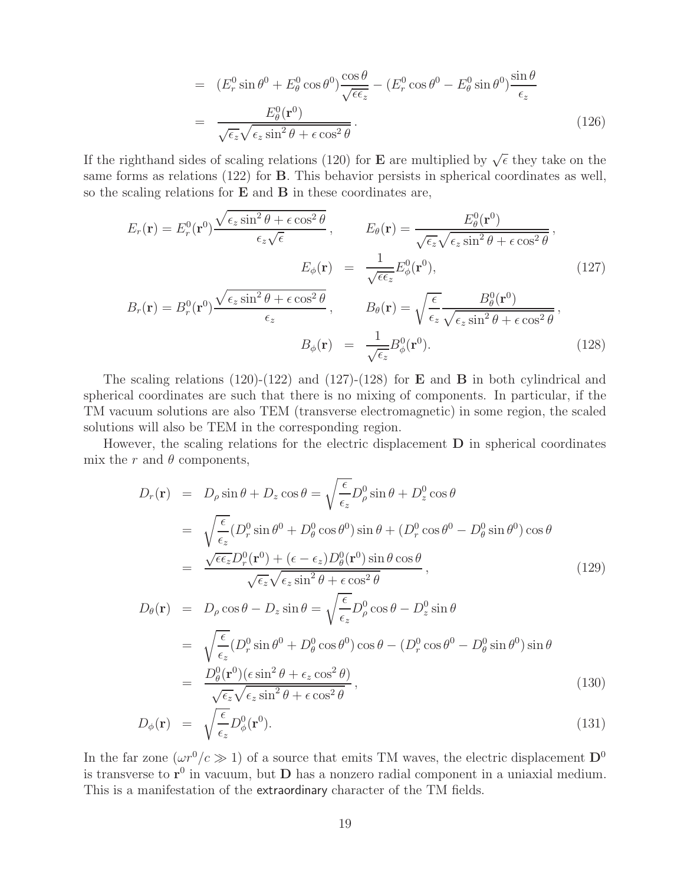$$
\begin{aligned}
&= (E_r^0 \sin\theta^0 + E_\theta^0 \cos\theta^0)\frac{\cos\theta}{\sqrt{\epsilon\epsilon_z}} - (E_r^0 \cos\theta^0 - E_\theta^0 \sin\theta^0)\frac{\sin\theta}{\epsilon_z} \\
&= \frac{E_\theta^0(\mathbf{r}^0)}{\sqrt{\epsilon_z}\sqrt{\epsilon_z \sin^2\theta + \epsilon\cos^2\theta}}\,. \qquad (126)
\end{aligned}
$$

If the righthand sides of scaling relations (120) for $\mathbf{E}$ are multiplied by $\sqrt{\epsilon}$ they take on the same forms as relations (122) for $\mathbf{B}$. This behavior persists in spherical coordinates as well, so the scaling relations for $\mathbf{E}$ and $\mathbf{B}$ in these coordinates are,

$$
E_r(\mathbf{r}) = E_r^0(\mathbf{r}^0)\frac{\sqrt{\epsilon_z \sin^2\theta + \epsilon\cos^2\theta}}{\epsilon_z\sqrt{\epsilon}}\,, \qquad E_\theta(\mathbf{r}) = \frac{E_\theta^0(\mathbf{r}^0)}{\sqrt{\epsilon_z}\sqrt{\epsilon_z \sin^2\theta + \epsilon\cos^2\theta}}\,,
$$

$$
E_\phi(\mathbf{r}) = \frac{1}{\sqrt{\epsilon\epsilon_z}}E_\phi^0(\mathbf{r}^0), \qquad (127)
$$

$$
B_r(\mathbf{r}) = B_r^0(\mathbf{r}^0)\frac{\sqrt{\epsilon_z \sin^2\theta + \epsilon\cos^2\theta}}{\epsilon_z}\,, \qquad B_\theta(\mathbf{r}) = \sqrt{\frac{\epsilon}{\epsilon_z}}\frac{B_\theta^0(\mathbf{r}^0)}{\sqrt{\epsilon_z \sin^2\theta + \epsilon\cos^2\theta}}\,,
$$

$$
B_\phi(\mathbf{r}) = \frac{1}{\sqrt{\epsilon_z}}B_\phi^0(\mathbf{r}^0). \qquad (128)
$$

The scaling relations (120)-(122) and (127)-(128) for $\mathbf{E}$ and $\mathbf{B}$ in both cylindrical and spherical coordinates are such that there is no mixing of components. In particular, if the TM vacuum solutions are also TEM (transverse electromagnetic) in some region, the scaled solutions will also be TEM in the corresponding region.

However, the scaling relations for the electric displacement $\mathbf{D}$ in spherical coordinates mix the $r$ and $\theta$ components,

$$
\begin{aligned}
D_r(\mathbf{r}) &= D_\rho \sin\theta + D_z\cos\theta = \sqrt{\frac{\epsilon}{\epsilon_z}}D_\rho^0\sin\theta + D_z^0\cos\theta \\
&= \sqrt{\frac{\epsilon}{\epsilon_z}}(D_r^0\sin\theta^0 + D_\theta^0\cos\theta^0)\sin\theta + (D_r^0\cos\theta^0 - D_\theta^0\sin\theta^0)\cos\theta \\
&= \frac{\sqrt{\epsilon\epsilon_z}D_r^0(\mathbf{r}^0) + (\epsilon - \epsilon_z)D_\theta^0(\mathbf{r}^0)\sin\theta\cos\theta}{\sqrt{\epsilon_z}\sqrt{\epsilon_z \sin^2\theta + \epsilon\cos^2\theta}}\,, \qquad (129) \\
D_\theta(\mathbf{r}) &= D_\rho\cos\theta - D_z\sin\theta = \sqrt{\frac{\epsilon}{\epsilon_z}}D_\rho^0\cos\theta - D_z^0\sin\theta \\
&= \sqrt{\frac{\epsilon}{\epsilon_z}}(D_r^0\sin\theta^0 + D_\theta^0\cos\theta^0)\cos\theta - (D_r^0\cos\theta^0 - D_\theta^0\sin\theta^0)\sin\theta \\
&= \frac{D_\theta^0(\mathbf{r}^0)(\epsilon\sin^2\theta + \epsilon_z\cos^2\theta)}{\sqrt{\epsilon_z}\sqrt{\epsilon_z \sin^2\theta + \epsilon\cos^2\theta}}\,, \qquad (130) \\
D_\phi(\mathbf{r}) &= \sqrt{\frac{\epsilon}{\epsilon_z}}D_\phi^0(\mathbf{r}^0). \qquad (131)
\end{aligned}
$$

In the far zone ($\omega r^0/c \gg 1$) of a source that emits TM waves, the electric displacement $\mathbf{D}^0$ is transverse to $\mathbf{r}^0$ in vacuum, but $\mathbf{D}$ has a nonzero radial component in a uniaxial medium. This is a manifestation of the extraordinary character of the TM fields.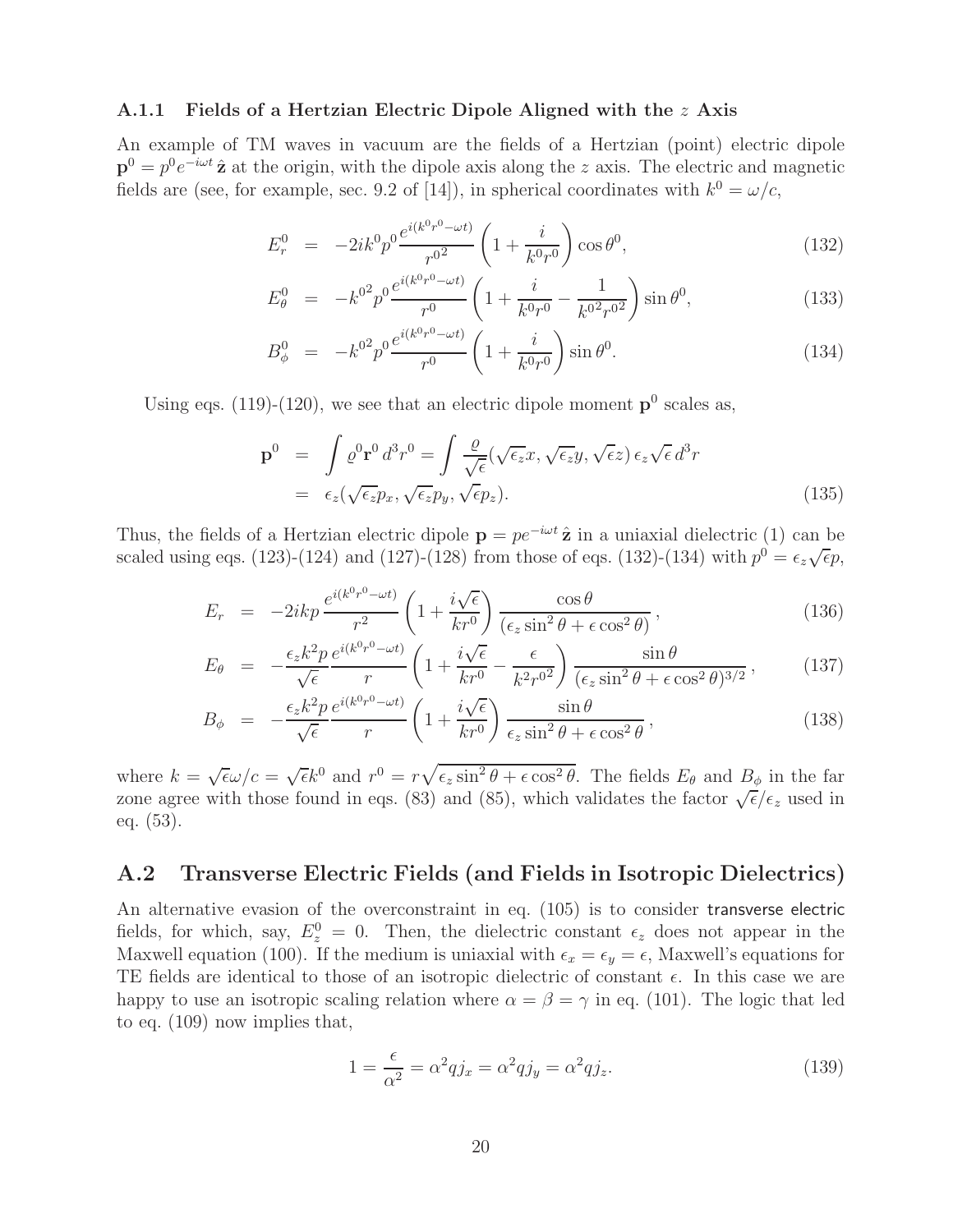#### A.1.1 Fields of a Hertzian Electric Dipole Aligned with the $z$ Axis

An example of TM waves in vacuum are the fields of a Hertzian (point) electric dipole $\mathbf{p}^0 = p^0 e^{-i\omega t}\,\hat{\mathbf{z}}$ at the origin, with the dipole axis along the $z$ axis. The electric and magnetic fields are (see, for example, sec. 9.2 of [14]), in spherical coordinates with $k^0 = \omega/c$,

$$
E_r^0 = -2ik^0 p^0 \frac{e^{i(k^0 r^0 - \omega t)}}{{r^0}^2}\left(1 + \frac{i}{k^0 r^0}\right)\cos\theta^0, \tag{132}
$$

$$
E_\theta^0 = -{k^0}^2 p^0 \frac{e^{i(k^0 r^0 - \omega t)}}{r^0}\left(1 + \frac{i}{k^0 r^0} - \frac{1}{{k^0}^2 {r^0}^2}\right)\sin\theta^0, \tag{133}
$$

$$
B_\phi^0 = -{k^0}^2 p^0 \frac{e^{i(k^0 r^0 - \omega t)}}{r^0}\left(1 + \frac{i}{k^0 r^0}\right)\sin\theta^0. \tag{134}
$$

Using eqs. (119)-(120), we see that an electric dipole moment $\mathbf{p}^0$ scales as,

$$
\begin{aligned}
\mathbf{p}^0 &= \int \varrho^0 \mathbf{r}^0\, d^3r^0 = \int \frac{\varrho}{\sqrt{\epsilon}}(\sqrt{\epsilon_z}x, \sqrt{\epsilon_z}y, \sqrt{\epsilon}z)\,\epsilon_z\sqrt{\epsilon}\, d^3r \\
&= \epsilon_z(\sqrt{\epsilon_z}p_x, \sqrt{\epsilon_z}p_y, \sqrt{\epsilon}p_z).
\end{aligned} \tag{135}
$$

Thus, the fields of a Hertzian electric dipole $\mathbf{p} = pe^{-i\omega t}\,\hat{\mathbf{z}}$ in a uniaxial dielectric (1) can be scaled using eqs. (123)-(124) and (127)-(128) from those of eqs. (132)-(134) with $p^0 = \epsilon_z\sqrt{\epsilon}p$,

$$
E_r = -2ikp\frac{e^{i(k^0 r^0 - \omega t)}}{r^2}\left(1 + \frac{i\sqrt{\epsilon}}{kr^0}\right)\frac{\cos\theta}{(\epsilon_z\sin^2\theta + \epsilon\cos^2\theta)}, \tag{136}
$$

$$
E_\theta = -\frac{\epsilon_z k^2 p}{\sqrt{\epsilon}}\frac{e^{i(k^0 r^0 - \omega t)}}{r}\left(1 + \frac{i\sqrt{\epsilon}}{kr^0} - \frac{\epsilon}{k^2 {r^0}^2}\right)\frac{\sin\theta}{(\epsilon_z\sin^2\theta + \epsilon\cos^2\theta)^{3/2}}, \tag{137}
$$

$$
B_\phi = -\frac{\epsilon_z k^2 p}{\sqrt{\epsilon}}\frac{e^{i(k^0 r^0 - \omega t)}}{r}\left(1 + \frac{i\sqrt{\epsilon}}{kr^0}\right)\frac{\sin\theta}{\epsilon_z\sin^2\theta + \epsilon\cos^2\theta}, \tag{138}
$$

where $k = \sqrt{\epsilon}\omega/c = \sqrt{\epsilon}k^0$ and $r^0 = r\sqrt{\epsilon_z\sin^2\theta + \epsilon\cos^2\theta}$. The fields $E_\theta$ and $B_\phi$ in the far zone agree with those found in eqs. (83) and (85), which validates the factor $\sqrt{\epsilon}/\epsilon_z$ used in eq. (53).

## A.2 Transverse Electric Fields (and Fields in Isotropic Dielectrics)

An alternative evasion of the overconstraint in eq. (105) is to consider transverse electric fields, for which, say, $E_z^0 = 0$. Then, the dielectric constant $\epsilon_z$ does not appear in the Maxwell equation (100). If the medium is uniaxial with $\epsilon_x = \epsilon_y = \epsilon$, Maxwell's equations for TE fields are identical to those of an isotropic dielectric of constant $\epsilon$. In this case we are happy to use an isotropic scaling relation where $\alpha = \beta = \gamma$ in eq. (101). The logic that led to eq. (109) now implies that,

$$
1 = \frac{\epsilon}{\alpha^2} = \alpha^2 q j_x = \alpha^2 q j_y = \alpha^2 q j_z. \tag{139}
$$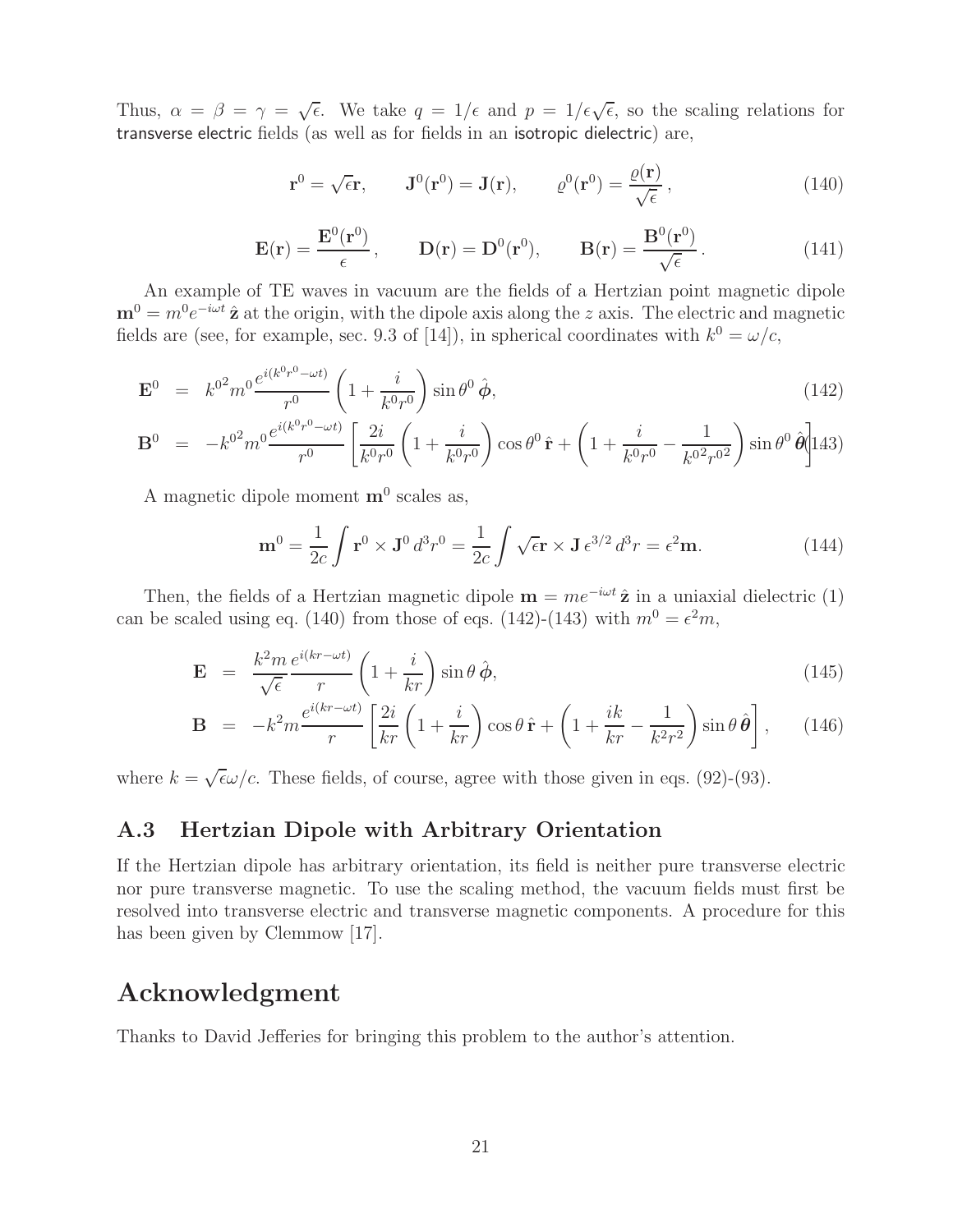Thus, $\alpha = \beta = \gamma = \sqrt{\epsilon}$. We take $q = 1/\epsilon$ and $p = 1/\epsilon\sqrt{\epsilon}$, so the scaling relations for transverse electric fields (as well as for fields in an isotropic dielectric) are,

$$\mathbf{r}^0 = \sqrt{\epsilon}\mathbf{r}, \qquad \mathbf{J}^0(\mathbf{r}^0) = \mathbf{J}(\mathbf{r}), \qquad \varrho^0(\mathbf{r}^0) = \frac{\varrho(\mathbf{r})}{\sqrt{\epsilon}}\,, \tag{140}$$

$$\mathbf{E}(\mathbf{r}) = \frac{\mathbf{E}^0(\mathbf{r}^0)}{\epsilon}\,, \qquad \mathbf{D}(\mathbf{r}) = \mathbf{D}^0(\mathbf{r}^0), \qquad \mathbf{B}(\mathbf{r}) = \frac{\mathbf{B}^0(\mathbf{r}^0)}{\sqrt{\epsilon}}\,. \tag{141}$$

An example of TE waves in vacuum are the fields of a Hertzian point magnetic dipole $\mathbf{m}^0 = m^0 e^{-i\omega t}\,\hat{\mathbf{z}}$ at the origin, with the dipole axis along the $z$ axis. The electric and magnetic fields are (see, for example, sec. 9.3 of [14]), in spherical coordinates with $k^0 = \omega/c$,

$$\mathbf{E}^0 = k^{0^2} m^0 \frac{e^{i(k^0 r^0 - \omega t)}}{r^0}\left(1 + \frac{i}{k^0 r^0}\right)\sin\theta^0\,\hat{\boldsymbol{\phi}}, \tag{142}$$

$$\mathbf{B}^0 = -k^{0^2} m^0 \frac{e^{i(k^0 r^0 - \omega t)}}{r^0}\left[\frac{2i}{k^0 r^0}\left(1 + \frac{i}{k^0 r^0}\right)\cos\theta^0\,\hat{\mathbf{r}} + \left(1 + \frac{i}{k^0 r^0} - \frac{1}{k^{0^2} r^{0^2}}\right)\sin\theta^0\,\hat{\boldsymbol{\theta}}\right] \tag{143}$$

A magnetic dipole moment $\mathbf{m}^0$ scales as,

$$\mathbf{m}^0 = \frac{1}{2c}\int \mathbf{r}^0 \times \mathbf{J}^0\, d^3r^0 = \frac{1}{2c}\int \sqrt{\epsilon}\mathbf{r} \times \mathbf{J}\,\epsilon^{3/2}\, d^3r = \epsilon^2\mathbf{m}. \tag{144}$$

Then, the fields of a Hertzian magnetic dipole $\mathbf{m} = m e^{-i\omega t}\,\hat{\mathbf{z}}$ in a uniaxial dielectric (1) can be scaled using eq. (140) from those of eqs. (142)-(143) with $m^0 = \epsilon^2 m$,

$$\mathbf{E} = \frac{k^2 m}{\sqrt{\epsilon}}\frac{e^{i(kr - \omega t)}}{r}\left(1 + \frac{i}{kr}\right)\sin\theta\,\hat{\boldsymbol{\phi}}, \tag{145}$$

$$\mathbf{B} = -k^2 m \frac{e^{i(kr - \omega t)}}{r}\left[\frac{2i}{kr}\left(1 + \frac{i}{kr}\right)\cos\theta\,\hat{\mathbf{r}} + \left(1 + \frac{ik}{kr} - \frac{1}{k^2 r^2}\right)\sin\theta\,\hat{\boldsymbol{\theta}}\right], \tag{146}$$

where $k = \sqrt{\epsilon}\omega/c$. These fields, of course, agree with those given in eqs. (92)-(93).

### A.3 Hertzian Dipole with Arbitrary Orientation

If the Hertzian dipole has arbitrary orientation, its field is neither pure transverse electric nor pure transverse magnetic. To use the scaling method, the vacuum fields must first be resolved into transverse electric and transverse magnetic components. A procedure for this has been given by Clemmow [17].

## Acknowledgment

Thanks to David Jefferies for bringing this problem to the author's attention.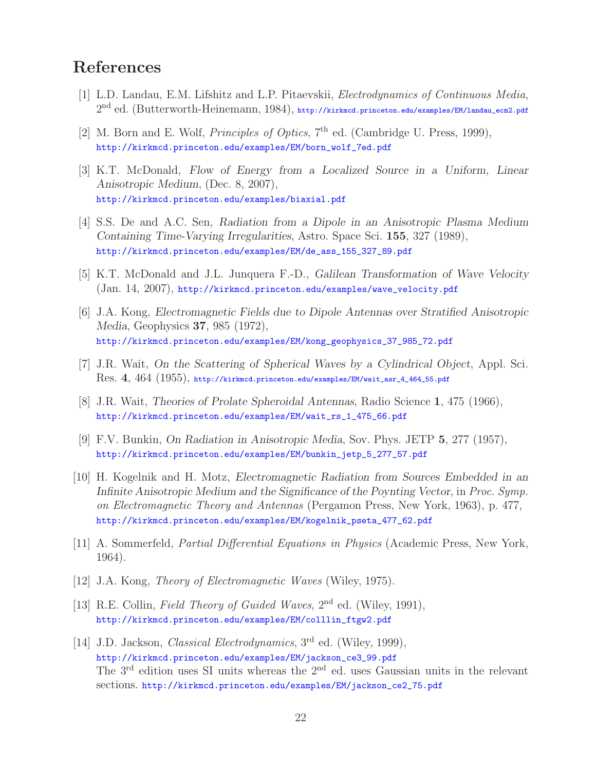# References

[1] L.D. Landau, E.M. Lifshitz and L.P. Pitaevskii, *Electrodynamics of Continuous Media*, 2nd ed. (Butterworth-Heinemann, 1984), http://kirkmcd.princeton.edu/examples/EM/landau_ecm2.pdf

[2] M. Born and E. Wolf, *Principles of Optics*, 7th ed. (Cambridge U. Press, 1999), http://kirkmcd.princeton.edu/examples/EM/born_wolf_7ed.pdf

[3] K.T. McDonald, *Flow of Energy from a Localized Source in a Uniform, Linear Anisotropic Medium*, (Dec. 8, 2007), http://kirkmcd.princeton.edu/examples/biaxial.pdf

[4] S.S. De and A.C. Sen, *Radiation from a Dipole in an Anisotropic Plasma Medium Containing Time-Varying Irregularities*, Astro. Space Sci. **155**, 327 (1989), http://kirkmcd.princeton.edu/examples/EM/de_ass_155_327_89.pdf

[5] K.T. McDonald and J.L. Junquera F.-D., *Galilean Transformation of Wave Velocity* (Jan. 14, 2007), http://kirkmcd.princeton.edu/examples/wave_velocity.pdf

[6] J.A. Kong, *Electromagnetic Fields due to Dipole Antennas over Stratified Anisotropic Media*, Geophysics **37**, 985 (1972), http://kirkmcd.princeton.edu/examples/EM/kong_geophysics_37_985_72.pdf

[7] J.R. Wait, *On the Scattering of Spherical Waves by a Cylindrical Object*, Appl. Sci. Res. **4**, 464 (1955), http://kirkmcd.princeton.edu/examples/EM/wait_asr_4_464_55.pdf

[8] J.R. Wait, *Theories of Prolate Spheroidal Antennas*, Radio Science **1**, 475 (1966), http://kirkmcd.princeton.edu/examples/EM/wait_rs_1_475_66.pdf

[9] F.V. Bunkin, *On Radiation in Anisotropic Media*, Sov. Phys. JETP **5**, 277 (1957), http://kirkmcd.princeton.edu/examples/EM/bunkin_jetp_5_277_57.pdf

[10] H. Kogelnik and H. Motz, *Electromagnetic Radiation from Sources Embedded in an Infinite Anisotropic Medium and the Significance of the Poynting Vector*, in *Proc. Symp. on Electromagnetic Theory and Antennas* (Pergamon Press, New York, 1963), p. 477, http://kirkmcd.princeton.edu/examples/EM/kogelnik_pseta_477_62.pdf

[11] A. Sommerfeld, *Partial Differential Equations in Physics* (Academic Press, New York, 1964).

[12] J.A. Kong, *Theory of Electromagnetic Waves* (Wiley, 1975).

[13] R.E. Collin, *Field Theory of Guided Waves*, 2nd ed. (Wiley, 1991), http://kirkmcd.princeton.edu/examples/EM/colllin_ftgw2.pdf

[14] J.D. Jackson, *Classical Electrodynamics*, 3rd ed. (Wiley, 1999), http://kirkmcd.princeton.edu/examples/EM/jackson_ce3_99.pdf
The 3rd edition uses SI units whereas the 2nd ed. uses Gaussian units in the relevant sections. http://kirkmcd.princeton.edu/examples/EM/jackson_ce2_75.pdf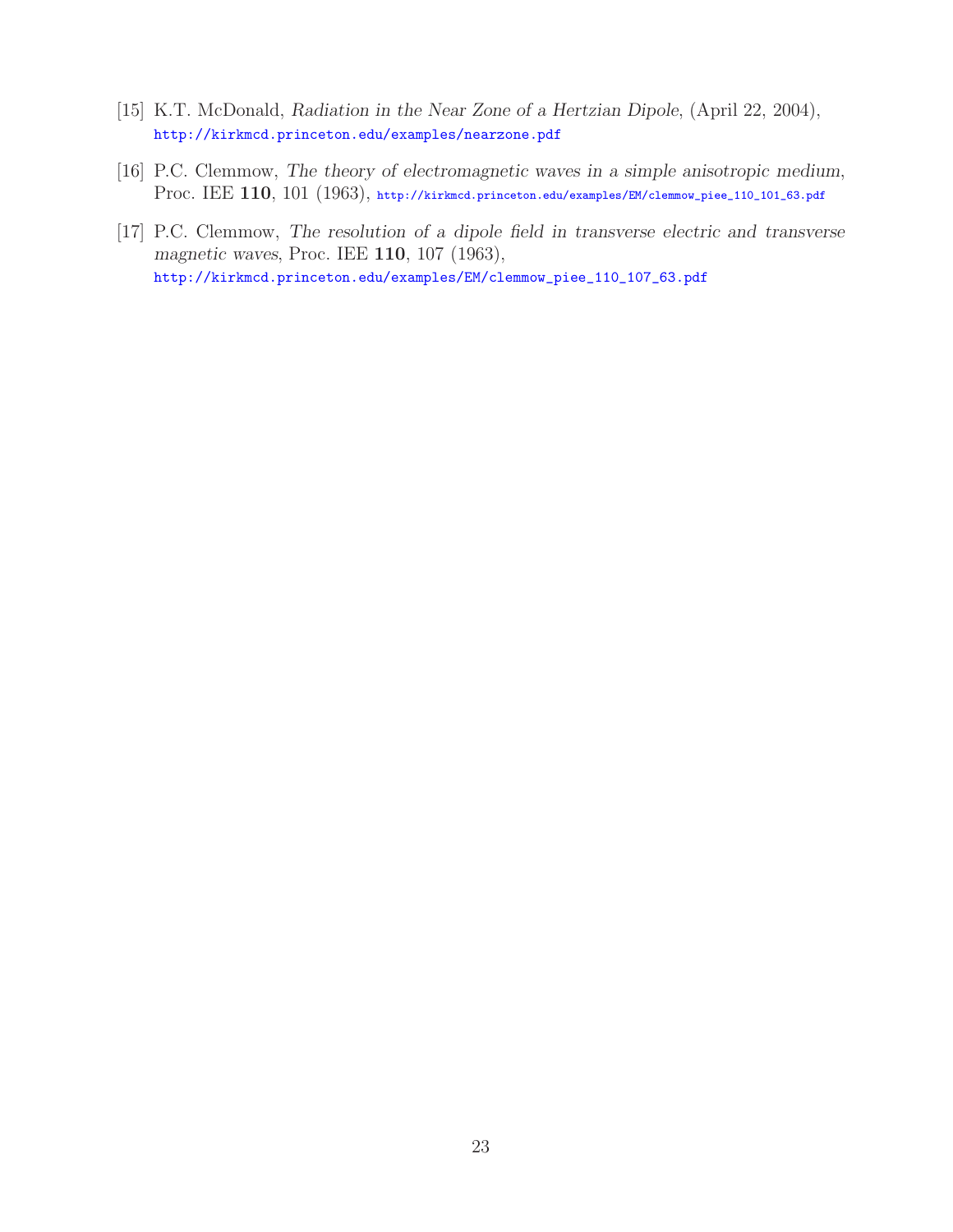[15] K.T. McDonald, *Radiation in the Near Zone of a Hertzian Dipole*, (April 22, 2004), http://kirkmcd.princeton.edu/examples/nearzone.pdf

[16] P.C. Clemmow, *The theory of electromagnetic waves in a simple anisotropic medium*, Proc. IEE **110**, 101 (1963), http://kirkmcd.princeton.edu/examples/EM/clemmow_piee_110_101_63.pdf

[17] P.C. Clemmow, *The resolution of a dipole field in transverse electric and transverse magnetic waves*, Proc. IEE **110**, 107 (1963), http://kirkmcd.princeton.edu/examples/EM/clemmow_piee_110_107_63.pdf